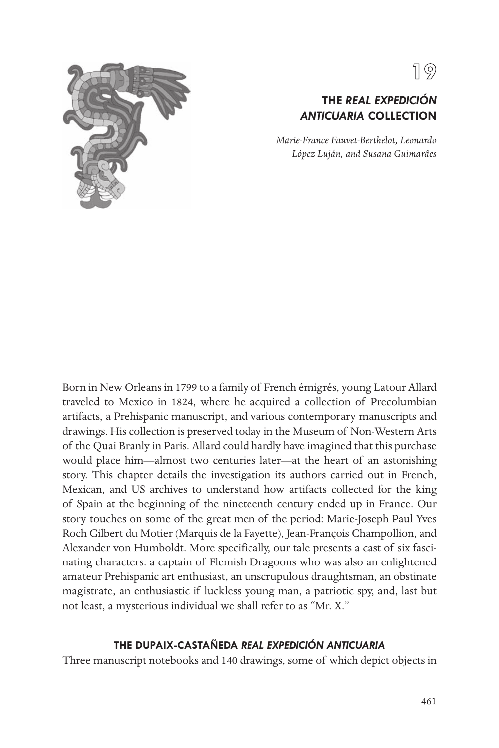# 19

## THE *REAL EXPEDICIÓN ANTICUARIA* COLLECTION

*Marie-France Fauvet-Berthelot, Leonardo López Luján, and Susana Guimarâes*

Born in New Orleans in 1799 to a family of French émigrés, young Latour Allard traveled to Mexico in 1824, where he acquired a collection of Precolumbian artifacts, a Prehispanic manuscript, and various contemporary manuscripts and drawings. His collection is preserved today in the Museum of Non-Western Arts of the Quai Branly in Paris. Allard could hardly have imagined that this purchase would place him—almost two centuries later—at the heart of an astonishing story. This chapter details the investigation its authors carried out in French, Mexican, and US archives to understand how artifacts collected for the king of Spain at the beginning of the nineteenth century ended up in France. Our story touches on some of the great men of the period: Marie-Joseph Paul Yves Roch Gilbert du Motier (Marquis de la Fayette), Jean-François Champollion, and Alexander von Humboldt. More specifically, our tale presents a cast of six fascinating characters: a captain of Flemish Dragoons who was also an enlightened amateur Prehispanic art enthusiast, an unscrupulous draughtsman, an obstinate magistrate, an enthusiastic if luckless young man, a patriotic spy, and, last but not least, a mysterious individual we shall refer to as "Mr. X."

### THE DUPAIX-CASTAÑEDA *REAL EXPEDICIÓN ANTICUARIA*

Three manuscript notebooks and 140 drawings, some of which depict objects in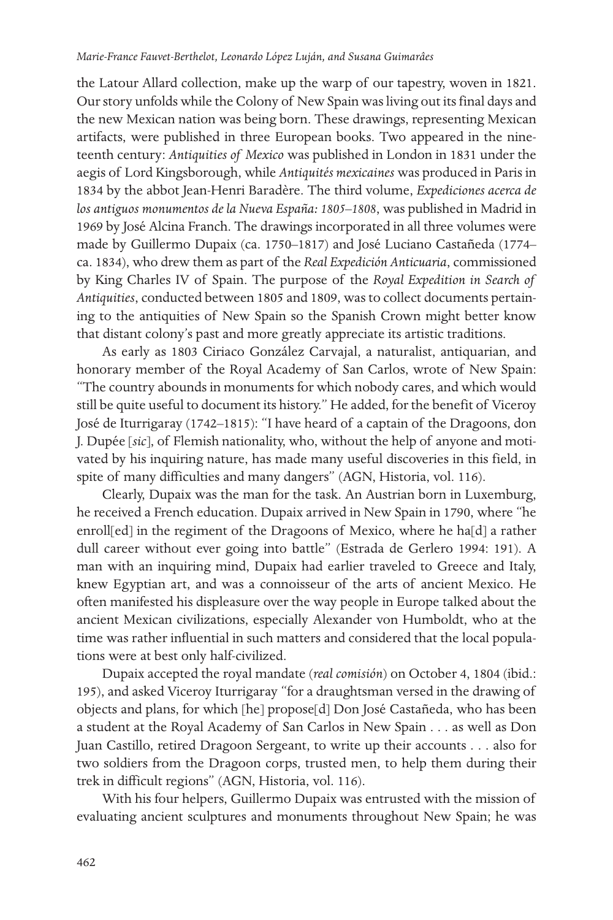the Latour Allard collection, make up the warp of our tapestry, woven in 1821. Our story unfolds while the Colony of New Spain was living out its final days and the new Mexican nation was being born. These drawings, representing Mexican artifacts, were published in three European books. Two appeared in the nineteenth century: *Antiquities of Mexico* was published in London in 1831 under the aegis of Lord Kingsborough, while *Antiquités mexicaines* was produced in Paris in 1834 by the abbot Jean-Henri Baradère. The third volume, *Expediciones acerca de los antiguos monumentos de la Nueva España: 1805–1808*, was published in Madrid in 1969 by José Alcina Franch. The drawings incorporated in all three volumes were made by Guillermo Dupaix (ca. 1750–1817) and José Luciano Castañeda (1774–ca. 1834), who drew them as part of the *Real Expedición Anticuaria*, commissioned by King Charles IV of Spain. The purpose of the *Royal Expedition in Search of Antiquities*, conducted between 1805 and 1809, was to collect documents pertaining to the antiquities of New Spain so the Spanish Crown might better know that distant colony's past and more greatly appreciate its artistic traditions.

As early as 1803 Ciriaco González Carvajal, a naturalist, antiquarian, and honorary member of the Royal Academy of San Carlos, wrote of New Spain: "The country abounds in monuments for which nobody cares, and which would still be quite useful to document its history." He added, for the benefit of Viceroy José de Iturrigaray (1742–1815): "I have heard of a captain of the Dragoons, don J. Dupée [*sic*], of Flemish nationality, who, without the help of anyone and motivated by his inquiring nature, has made many useful discoveries in this field, in spite of many difficulties and many dangers" (AGN, Historia, vol. 116).

Clearly, Dupaix was the man for the task. An Austrian born in Luxemburg, he received a French education. Dupaix arrived in New Spain in 1790, where "he enroll[ed] in the regiment of the Dragoons of Mexico, where he ha[d] a rather dull career without ever going into battle" (Estrada de Gerlero 1994: 191). A man with an inquiring mind, Dupaix had earlier traveled to Greece and Italy, knew Egyptian art, and was a connoisseur of the arts of ancient Mexico. He often manifested his displeasure over the way people in Europe talked about the ancient Mexican civilizations, especially Alexander von Humboldt, who at the time was rather influential in such matters and considered that the local populations were at best only half-civilized.

Dupaix accepted the royal mandate (*real comisión*) on October 4, 1804 (ibid.: 195), and asked Viceroy Iturrigaray "for a draughtsman versed in the drawing of objects and plans, for which [he] propose[d] Don José Castañeda, who has been a student at the Royal Academy of San Carlos in New Spain . . . as well as Don Juan Castillo, retired Dragoon Sergeant, to write up their accounts . . . also for two soldiers from the Dragoon corps, trusted men, to help them during their trek in difficult regions" (AGN, Historia, vol. 116).

With his four helpers, Guillermo Dupaix was entrusted with the mission of evaluating ancient sculptures and monuments throughout New Spain; he was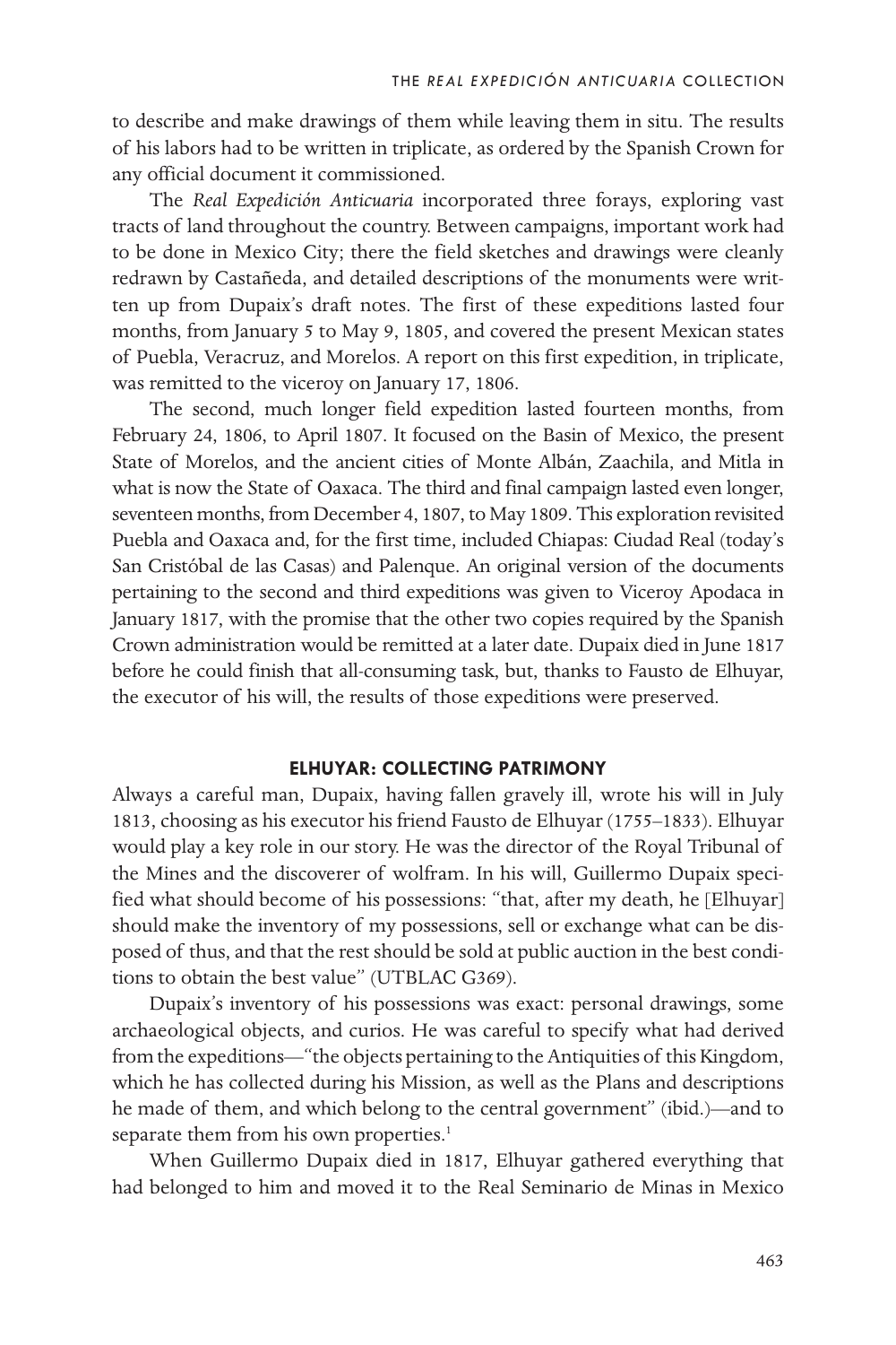to describe and make drawings of them while leaving them in situ. The results of his labors had to be written in triplicate, as ordered by the Spanish Crown for any official document it commissioned.

The *Real Expedición Anticuaria* incorporated three forays, exploring vast tracts of land throughout the country. Between campaigns, important work had to be done in Mexico City; there the field sketches and drawings were cleanly redrawn by Castañeda, and detailed descriptions of the monuments were written up from Dupaix's draft notes. The first of these expeditions lasted four months, from January 5 to May 9, 1805, and covered the present Mexican states of Puebla, Veracruz, and Morelos. A report on this first expedition, in triplicate, was remitted to the viceroy on January 17, 1806.

The second, much longer field expedition lasted fourteen months, from February 24, 1806, to April 1807. It focused on the Basin of Mexico, the present State of Morelos, and the ancient cities of Monte Albán, Zaachila, and Mitla in what is now the State of Oaxaca. The third and final campaign lasted even longer, seventeen months, from December 4, 1807, to May 1809. This exploration revisited Puebla and Oaxaca and, for the first time, included Chiapas: Ciudad Real (today's San Cristóbal de las Casas) and Palenque. An original version of the documents pertaining to the second and third expeditions was given to Viceroy Apodaca in January 1817, with the promise that the other two copies required by the Spanish Crown administration would be remitted at a later date. Dupaix died in June 1817 before he could finish that all-consuming task, but, thanks to Fausto de Elhuyar, the executor of his will, the results of those expeditions were preserved.

## ELHUYAR: COLLECTING PATRIMONY

Always a careful man, Dupaix, having fallen gravely ill, wrote his will in July 1813, choosing as his executor his friend Fausto de Elhuyar (1755–1833). Elhuyar would play a key role in our story. He was the director of the Royal Tribunal of the Mines and the discoverer of wolfram. In his will, Guillermo Dupaix specified what should become of his possessions: "that, after my death, he [Elhuyar] should make the inventory of my possessions, sell or exchange what can be disposed of thus, and that the rest should be sold at public auction in the best conditions to obtain the best value" (UTBLAC G369).

Dupaix's inventory of his possessions was exact: personal drawings, some archaeological objects, and curios. He was careful to specify what had derived from the expeditions—"the objects pertaining to the Antiquities of this Kingdom, which he has collected during his Mission, as well as the Plans and descriptions he made of them, and which belong to the central government" (ibid.)—and to separate them from his own properties.[1]

When Guillermo Dupaix died in 1817, Elhuyar gathered everything that had belonged to him and moved it to the Real Seminario de Minas in Mexico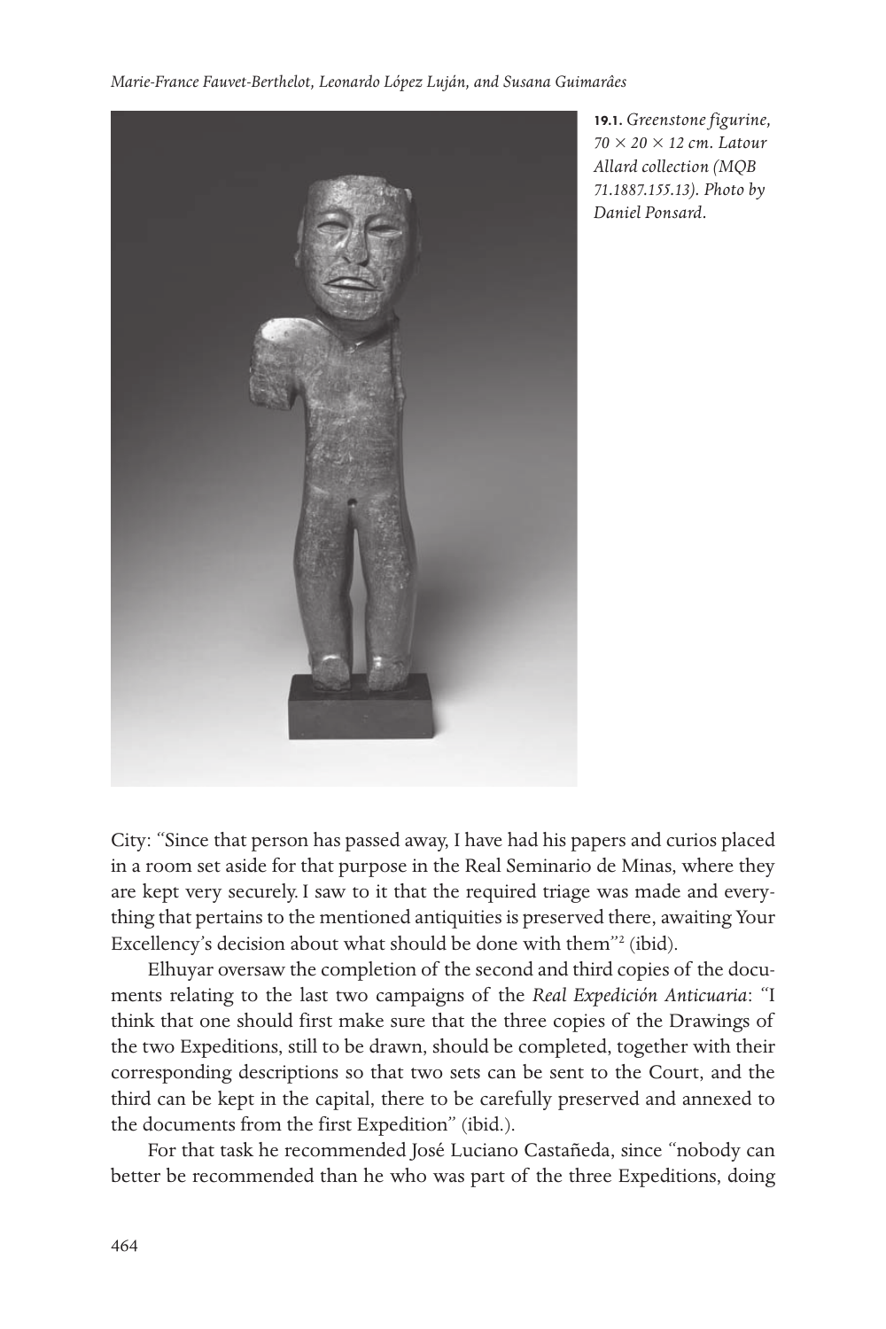**19.1.** *Greenstone figurine, 70 × 20 × 12 cm. Latour Allard collection (MQB 71.1887.155.13). Photo by Daniel Ponsard.*

City: "Since that person has passed away, I have had his papers and curios placed in a room set aside for that purpose in the Real Seminario de Minas, where they are kept very securely. I saw to it that the required triage was made and everything that pertains to the mentioned antiquities is preserved there, awaiting Your Excellency's decision about what should be done with them"[2] (ibid).

Elhuyar oversaw the completion of the second and third copies of the documents relating to the last two campaigns of the *Real Expedición Anticuaria*: "I think that one should first make sure that the three copies of the Drawings of the two Expeditions, still to be drawn, should be completed, together with their corresponding descriptions so that two sets can be sent to the Court, and the third can be kept in the capital, there to be carefully preserved and annexed to the documents from the first Expedition" (ibid.).

For that task he recommended José Luciano Castañeda, since "nobody can better be recommended than he who was part of the three Expeditions, doing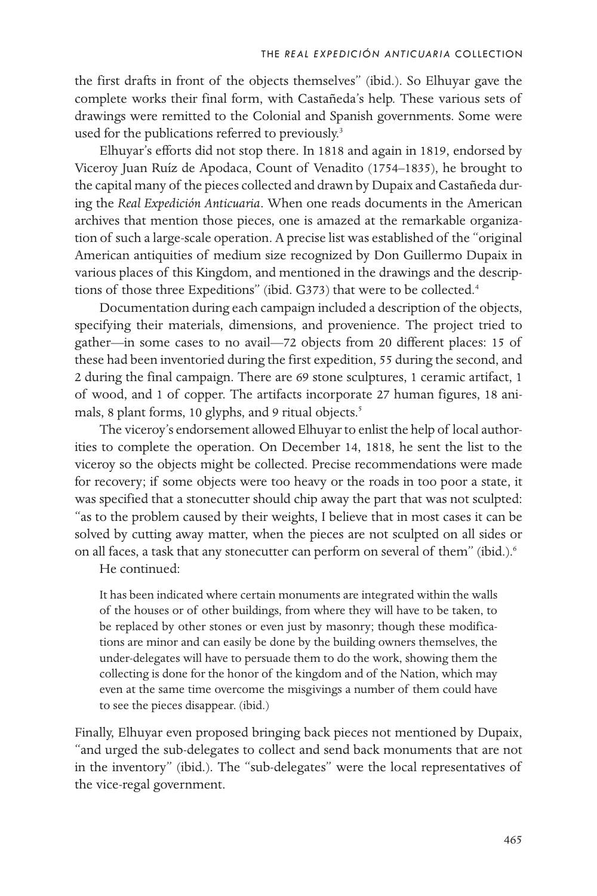the first drafts in front of the objects themselves" (ibid.). So Elhuyar gave the complete works their final form, with Castañeda's help. These various sets of drawings were remitted to the Colonial and Spanish governments. Some were used for the publications referred to previously.[3]

Elhuyar's efforts did not stop there. In 1818 and again in 1819, endorsed by Viceroy Juan Ruíz de Apodaca, Count of Venadito (1754–1835), he brought to the capital many of the pieces collected and drawn by Dupaix and Castañeda during the *Real Expedición Anticuaria*. When one reads documents in the American archives that mention those pieces, one is amazed at the remarkable organization of such a large-scale operation. A precise list was established of the "original American antiquities of medium size recognized by Don Guillermo Dupaix in various places of this Kingdom, and mentioned in the drawings and the descriptions of those three Expeditions" (ibid. G373) that were to be collected.[4]

Documentation during each campaign included a description of the objects, specifying their materials, dimensions, and provenience. The project tried to gather—in some cases to no avail—72 objects from 20 different places: 15 of these had been inventoried during the first expedition, 55 during the second, and 2 during the final campaign. There are 69 stone sculptures, 1 ceramic artifact, 1 of wood, and 1 of copper. The artifacts incorporate 27 human figures, 18 animals, 8 plant forms, 10 glyphs, and 9 ritual objects.[5]

The viceroy's endorsement allowed Elhuyar to enlist the help of local authorities to complete the operation. On December 14, 1818, he sent the list to the viceroy so the objects might be collected. Precise recommendations were made for recovery; if some objects were too heavy or the roads in too poor a state, it was specified that a stonecutter should chip away the part that was not sculpted: "as to the problem caused by their weights, I believe that in most cases it can be solved by cutting away matter, when the pieces are not sculpted on all sides or on all faces, a task that any stonecutter can perform on several of them" (ibid.).[6]

He continued:

> It has been indicated where certain monuments are integrated within the walls of the houses or of other buildings, from where they will have to be taken, to be replaced by other stones or even just by masonry; though these modifications are minor and can easily be done by the building owners themselves, the under-delegates will have to persuade them to do the work, showing them the collecting is done for the honor of the kingdom and of the Nation, which may even at the same time overcome the misgivings a number of them could have to see the pieces disappear. (ibid.)

Finally, Elhuyar even proposed bringing back pieces not mentioned by Dupaix, "and urged the sub-delegates to collect and send back monuments that are not in the inventory" (ibid.). The "sub-delegates" were the local representatives of the vice-regal government.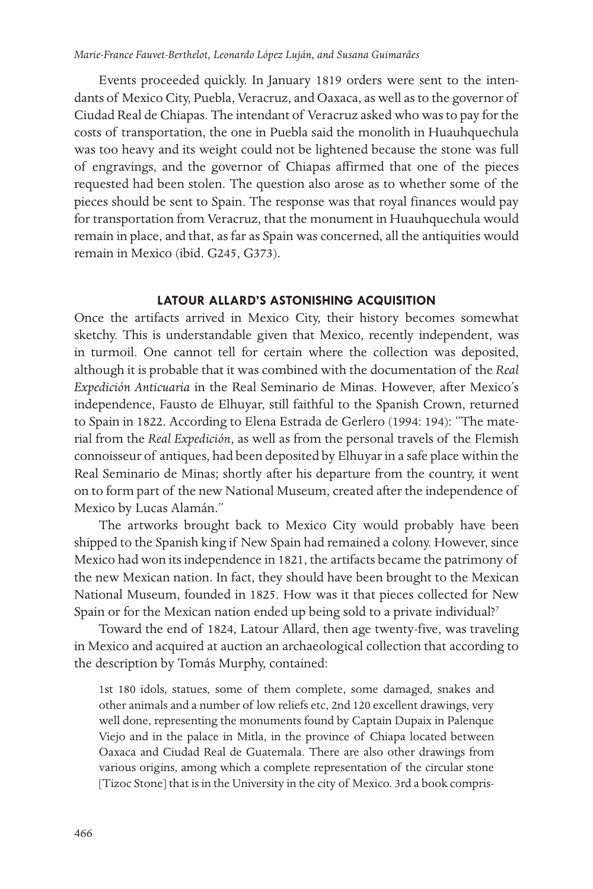Events proceeded quickly. In January 1819 orders were sent to the intendants of Mexico City, Puebla, Veracruz, and Oaxaca, as well as to the governor of Ciudad Real de Chiapas. The intendant of Veracruz asked who was to pay for the costs of transportation, the one in Puebla said the monolith in Huauhquechula was too heavy and its weight could not be lightened because the stone was full of engravings, and the governor of Chiapas affirmed that one of the pieces requested had been stolen. The question also arose as to whether some of the pieces should be sent to Spain. The response was that royal finances would pay for transportation from Veracruz, that the monument in Huauhquechula would remain in place, and that, as far as Spain was concerned, all the antiquities would remain in Mexico (ibid. G245, G373).

## LATOUR ALLARD'S ASTONISHING ACQUISITION

Once the artifacts arrived in Mexico City, their history becomes somewhat sketchy. This is understandable given that Mexico, recently independent, was in turmoil. One cannot tell for certain where the collection was deposited, although it is probable that it was combined with the documentation of the *Real Expedición Anticuaria* in the Real Seminario de Minas. However, after Mexico's independence, Fausto de Elhuyar, still faithful to the Spanish Crown, returned to Spain in 1822. According to Elena Estrada de Gerlero (1994: 194): "The material from the *Real Expedición*, as well as from the personal travels of the Flemish connoisseur of antiques, had been deposited by Elhuyar in a safe place within the Real Seminario de Minas; shortly after his departure from the country, it went on to form part of the new National Museum, created after the independence of Mexico by Lucas Alamán."

The artworks brought back to Mexico City would probably have been shipped to the Spanish king if New Spain had remained a colony. However, since Mexico had won its independence in 1821, the artifacts became the patrimony of the new Mexican nation. In fact, they should have been brought to the Mexican National Museum, founded in 1825. How was it that pieces collected for New Spain or for the Mexican nation ended up being sold to a private individual?[7]

Toward the end of 1824, Latour Allard, then age twenty-five, was traveling in Mexico and acquired at auction an archaeological collection that according to the description by Tomás Murphy, contained:

> 1st 180 idols, statues, some of them complete, some damaged, snakes and other animals and a number of low reliefs etc, 2nd 120 excellent drawings, very well done, representing the monuments found by Captain Dupaix in Palenque Viejo and in the palace in Mitla, in the province of Chiapa located between Oaxaca and Ciudad Real de Guatemala. There are also other drawings from various origins, among which a complete representation of the circular stone [Tizoc Stone] that is in the University in the city of Mexico. 3rd a book compris-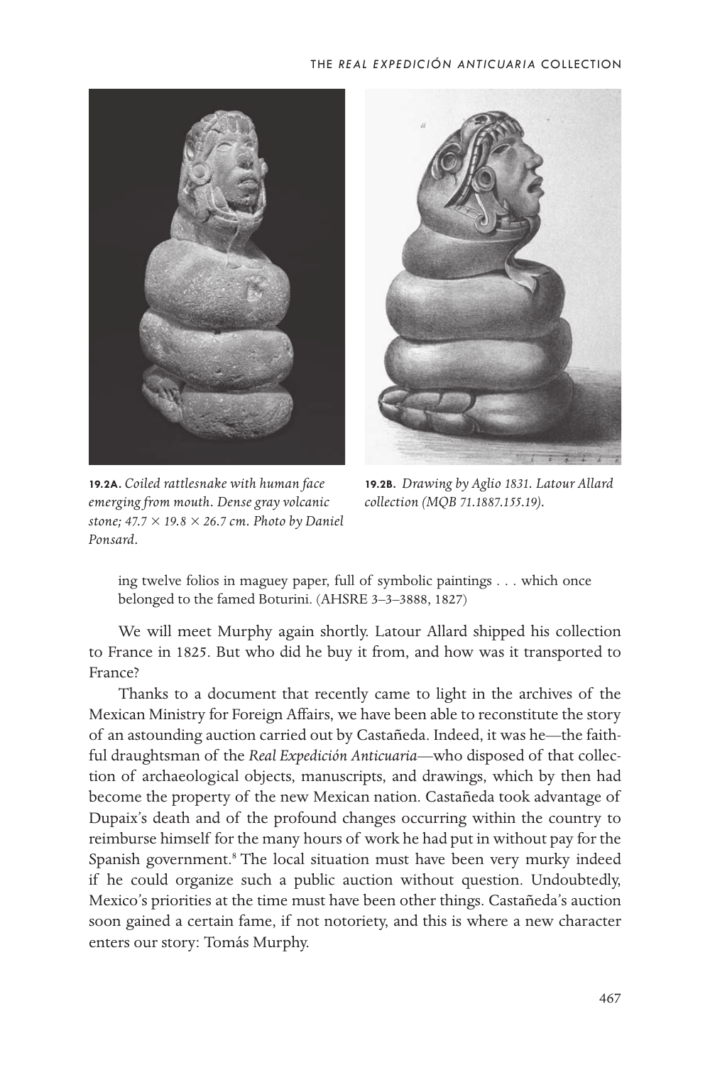**19.2A.** *Coiled rattlesnake with human face emerging from mouth. Dense gray volcanic stone; 47.7 × 19.8 × 26.7 cm. Photo by Daniel Ponsard.*

**19.2B.** *Drawing by Aglio 1831. Latour Allard collection (MQB 71.1887.155.19).*

> ing twelve folios in maguey paper, full of symbolic paintings . . . which once belonged to the famed Boturini. (AHSRE 3–3–3888, 1827)

We will meet Murphy again shortly. Latour Allard shipped his collection to France in 1825. But who did he buy it from, and how was it transported to France?

Thanks to a document that recently came to light in the archives of the Mexican Ministry for Foreign Affairs, we have been able to reconstitute the story of an astounding auction carried out by Castañeda. Indeed, it was he—the faithful draughtsman of the *Real Expedición Anticuaria*—who disposed of that collection of archaeological objects, manuscripts, and drawings, which by then had become the property of the new Mexican nation. Castañeda took advantage of Dupaix's death and of the profound changes occurring within the country to reimburse himself for the many hours of work he had put in without pay for the Spanish government.[8] The local situation must have been very murky indeed if he could organize such a public auction without question. Undoubtedly, Mexico's priorities at the time must have been other things. Castañeda's auction soon gained a certain fame, if not notoriety, and this is where a new character enters our story: Tomás Murphy.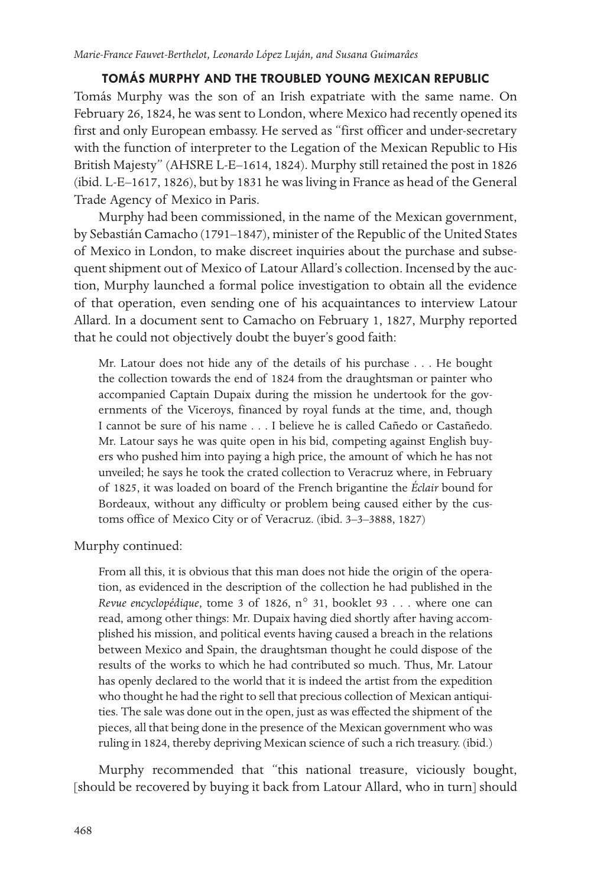## TOMÁS MURPHY AND THE TROUBLED YOUNG MEXICAN REPUBLIC

Tomás Murphy was the son of an Irish expatriate with the same name. On February 26, 1824, he was sent to London, where Mexico had recently opened its first and only European embassy. He served as "first officer and under-secretary with the function of interpreter to the Legation of the Mexican Republic to His British Majesty" (AHSRE L-E–1614, 1824). Murphy still retained the post in 1826 (ibid. L-E–1617, 1826), but by 1831 he was living in France as head of the General Trade Agency of Mexico in Paris.

Murphy had been commissioned, in the name of the Mexican government, by Sebastián Camacho (1791–1847), minister of the Republic of the United States of Mexico in London, to make discreet inquiries about the purchase and subsequent shipment out of Mexico of Latour Allard's collection. Incensed by the auction, Murphy launched a formal police investigation to obtain all the evidence of that operation, even sending one of his acquaintances to interview Latour Allard. In a document sent to Camacho on February 1, 1827, Murphy reported that he could not objectively doubt the buyer's good faith:

> Mr. Latour does not hide any of the details of his purchase . . . He bought the collection towards the end of 1824 from the draughtsman or painter who accompanied Captain Dupaix during the mission he undertook for the governments of the Viceroys, financed by royal funds at the time, and, though I cannot be sure of his name . . . I believe he is called Cañedo or Castañedo. Mr. Latour says he was quite open in his bid, competing against English buyers who pushed him into paying a high price, the amount of which he has not unveiled; he says he took the crated collection to Veracruz where, in February of 1825, it was loaded on board of the French brigantine the *Éclair* bound for Bordeaux, without any difficulty or problem being caused either by the customs office of Mexico City or of Veracruz. (ibid. 3–3–3888, 1827)

Murphy continued:

> From all this, it is obvious that this man does not hide the origin of the operation, as evidenced in the description of the collection he had published in the *Revue encyclopédique*, tome 3 of 1826, n° 31, booklet 93 . . . where one can read, among other things: Mr. Dupaix having died shortly after having accomplished his mission, and political events having caused a breach in the relations between Mexico and Spain, the draughtsman thought he could dispose of the results of the works to which he had contributed so much. Thus, Mr. Latour has openly declared to the world that it is indeed the artist from the expedition who thought he had the right to sell that precious collection of Mexican antiquities. The sale was done out in the open, just as was effected the shipment of the pieces, all that being done in the presence of the Mexican government who was ruling in 1824, thereby depriving Mexican science of such a rich treasury. (ibid.)

Murphy recommended that "this national treasure, viciously bought, [should be recovered by buying it back from Latour Allard, who in turn] should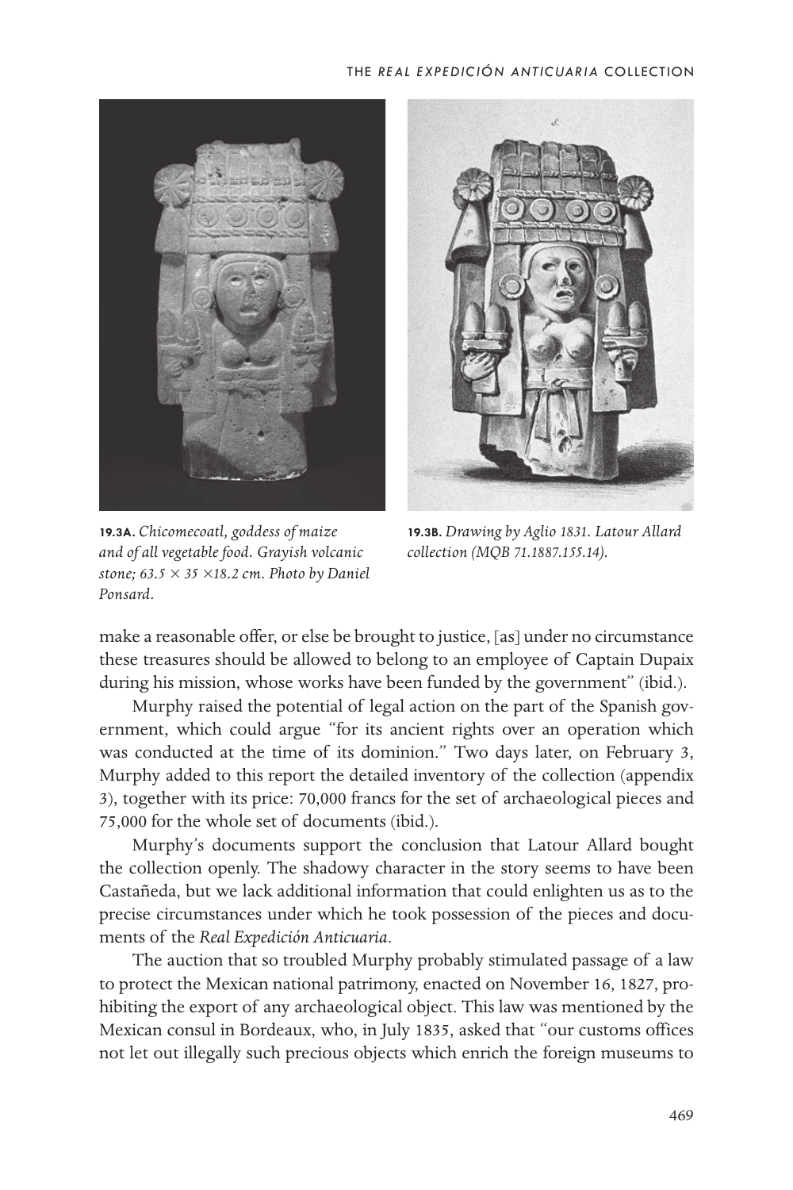**19.3A.** *Chicomecoatl, goddess of maize and of all vegetable food. Grayish volcanic stone; 63.5 × 35 ×18.2 cm. Photo by Daniel Ponsard.*

**19.3B.** *Drawing by Aglio 1831. Latour Allard collection (MQB 71.1887.155.14).*

make a reasonable offer, or else be brought to justice, [as] under no circumstance these treasures should be allowed to belong to an employee of Captain Dupaix during his mission, whose works have been funded by the government" (ibid.).

Murphy raised the potential of legal action on the part of the Spanish government, which could argue "for its ancient rights over an operation which was conducted at the time of its dominion." Two days later, on February 3, Murphy added to this report the detailed inventory of the collection (appendix 3), together with its price: 70,000 francs for the set of archaeological pieces and 75,000 for the whole set of documents (ibid.).

Murphy's documents support the conclusion that Latour Allard bought the collection openly. The shadowy character in the story seems to have been Castañeda, but we lack additional information that could enlighten us as to the precise circumstances under which he took possession of the pieces and documents of the *Real Expedición Anticuaria*.

The auction that so troubled Murphy probably stimulated passage of a law to protect the Mexican national patrimony, enacted on November 16, 1827, prohibiting the export of any archaeological object. This law was mentioned by the Mexican consul in Bordeaux, who, in July 1835, asked that "our customs offices not let out illegally such precious objects which enrich the foreign museums to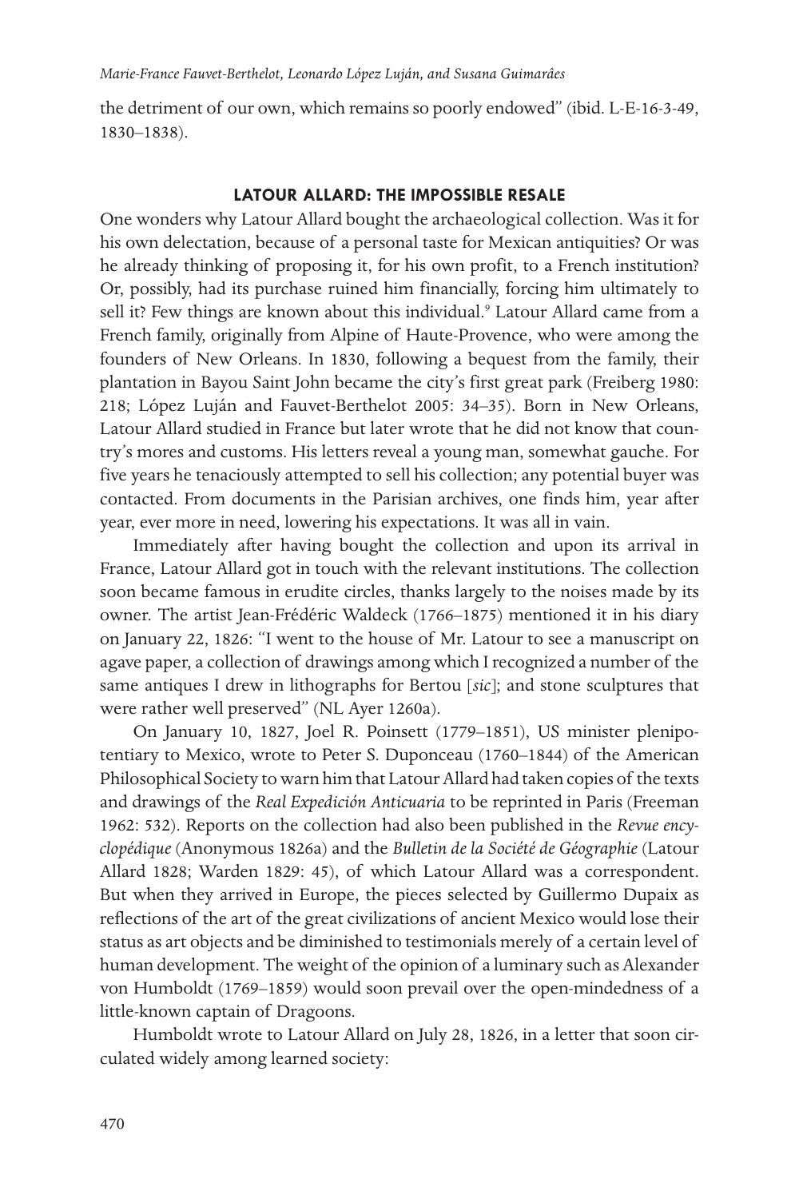the detriment of our own, which remains so poorly endowed" (ibid. L-E-16-3-49, 1830–1838).

## LATOUR ALLARD: THE IMPOSSIBLE RESALE

One wonders why Latour Allard bought the archaeological collection. Was it for his own delectation, because of a personal taste for Mexican antiquities? Or was he already thinking of proposing it, for his own profit, to a French institution? Or, possibly, had its purchase ruined him financially, forcing him ultimately to sell it? Few things are known about this individual.[9] Latour Allard came from a French family, originally from Alpine of Haute-Provence, who were among the founders of New Orleans. In 1830, following a bequest from the family, their plantation in Bayou Saint John became the city's first great park (Freiberg 1980: 218; López Luján and Fauvet-Berthelot 2005: 34–35). Born in New Orleans, Latour Allard studied in France but later wrote that he did not know that country's mores and customs. His letters reveal a young man, somewhat gauche. For five years he tenaciously attempted to sell his collection; any potential buyer was contacted. From documents in the Parisian archives, one finds him, year after year, ever more in need, lowering his expectations. It was all in vain.

Immediately after having bought the collection and upon its arrival in France, Latour Allard got in touch with the relevant institutions. The collection soon became famous in erudite circles, thanks largely to the noises made by its owner. The artist Jean-Frédéric Waldeck (1766–1875) mentioned it in his diary on January 22, 1826: "I went to the house of Mr. Latour to see a manuscript on agave paper, a collection of drawings among which I recognized a number of the same antiques I drew in lithographs for Bertou [*sic*]; and stone sculptures that were rather well preserved" (NL Ayer 1260a).

On January 10, 1827, Joel R. Poinsett (1779–1851), US minister plenipotentiary to Mexico, wrote to Peter S. Duponceau (1760–1844) of the American Philosophical Society to warn him that Latour Allard had taken copies of the texts and drawings of the *Real Expedición Anticuaria* to be reprinted in Paris (Freeman 1962: 532). Reports on the collection had also been published in the *Revue encyclopédique* (Anonymous 1826a) and the *Bulletin de la Société de Géographie* (Latour Allard 1828; Warden 1829: 45), of which Latour Allard was a correspondent. But when they arrived in Europe, the pieces selected by Guillermo Dupaix as reflections of the art of the great civilizations of ancient Mexico would lose their status as art objects and be diminished to testimonials merely of a certain level of human development. The weight of the opinion of a luminary such as Alexander von Humboldt (1769–1859) would soon prevail over the open-mindedness of a little-known captain of Dragoons.

Humboldt wrote to Latour Allard on July 28, 1826, in a letter that soon circulated widely among learned society: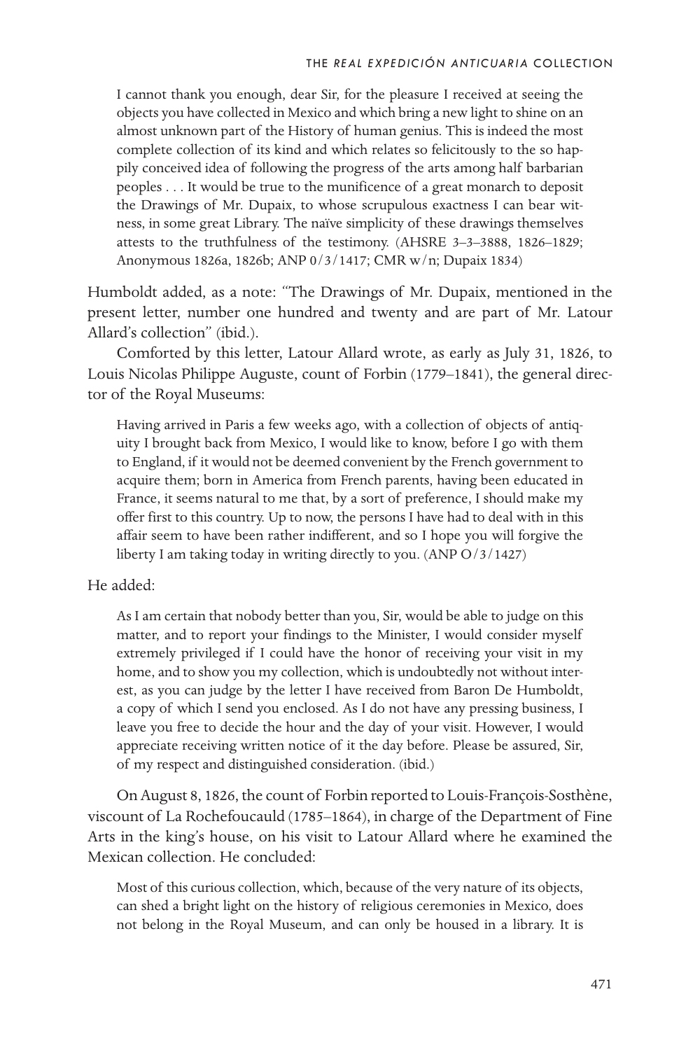> I cannot thank you enough, dear Sir, for the pleasure I received at seeing the objects you have collected in Mexico and which bring a new light to shine on an almost unknown part of the History of human genius. This is indeed the most complete collection of its kind and which relates so felicitously to the so happily conceived idea of following the progress of the arts among half barbarian peoples . . . It would be true to the munificence of a great monarch to deposit the Drawings of Mr. Dupaix, to whose scrupulous exactness I can bear witness, in some great Library. The naïve simplicity of these drawings themselves attests to the truthfulness of the testimony. (AHSRE 3–3–3888, 1826–1829; Anonymous 1826a, 1826b; ANP 0/3/1417; CMR w/n; Dupaix 1834)

Humboldt added, as a note: "The Drawings of Mr. Dupaix, mentioned in the present letter, number one hundred and twenty and are part of Mr. Latour Allard's collection" (ibid.).

Comforted by this letter, Latour Allard wrote, as early as July 31, 1826, to Louis Nicolas Philippe Auguste, count of Forbin (1779–1841), the general director of the Royal Museums:

> Having arrived in Paris a few weeks ago, with a collection of objects of antiquity I brought back from Mexico, I would like to know, before I go with them to England, if it would not be deemed convenient by the French government to acquire them; born in America from French parents, having been educated in France, it seems natural to me that, by a sort of preference, I should make my offer first to this country. Up to now, the persons I have had to deal with in this affair seem to have been rather indifferent, and so I hope you will forgive the liberty I am taking today in writing directly to you. (ANP O/3/1427)

He added:

> As I am certain that nobody better than you, Sir, would be able to judge on this matter, and to report your findings to the Minister, I would consider myself extremely privileged if I could have the honor of receiving your visit in my home, and to show you my collection, which is undoubtedly not without interest, as you can judge by the letter I have received from Baron De Humboldt, a copy of which I send you enclosed. As I do not have any pressing business, I leave you free to decide the hour and the day of your visit. However, I would appreciate receiving written notice of it the day before. Please be assured, Sir, of my respect and distinguished consideration. (ibid.)

On August 8, 1826, the count of Forbin reported to Louis-François-Sosthène, viscount of La Rochefoucauld (1785–1864), in charge of the Department of Fine Arts in the king's house, on his visit to Latour Allard where he examined the Mexican collection. He concluded:

> Most of this curious collection, which, because of the very nature of its objects, can shed a bright light on the history of religious ceremonies in Mexico, does not belong in the Royal Museum, and can only be housed in a library. It is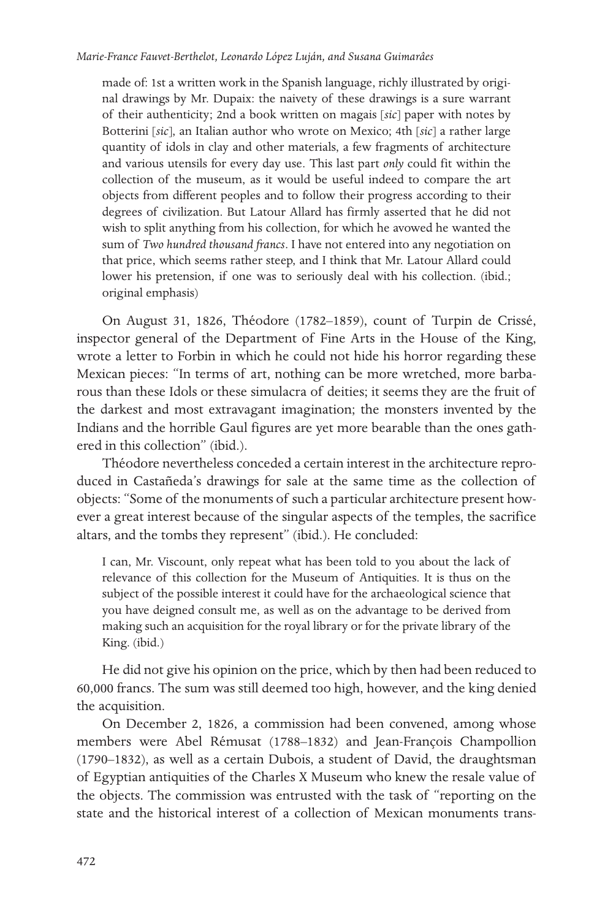made of: 1st a written work in the Spanish language, richly illustrated by original drawings by Mr. Dupaix: the naivety of these drawings is a sure warrant of their authenticity; 2nd a book written on magais [*sic*] paper with notes by Botterini [*sic*], an Italian author who wrote on Mexico; 4th [*sic*] a rather large quantity of idols in clay and other materials, a few fragments of architecture and various utensils for every day use. This last part *only* could fit within the collection of the museum, as it would be useful indeed to compare the art objects from different peoples and to follow their progress according to their degrees of civilization. But Latour Allard has firmly asserted that he did not wish to split anything from his collection, for which he avowed he wanted the sum of *Two hundred thousand francs*. I have not entered into any negotiation on that price, which seems rather steep, and I think that Mr. Latour Allard could lower his pretension, if one was to seriously deal with his collection. (ibid.; original emphasis)

On August 31, 1826, Théodore (1782–1859), count of Turpin de Crissé, inspector general of the Department of Fine Arts in the House of the King, wrote a letter to Forbin in which he could not hide his horror regarding these Mexican pieces: "In terms of art, nothing can be more wretched, more barbarous than these Idols or these simulacra of deities; it seems they are the fruit of the darkest and most extravagant imagination; the monsters invented by the Indians and the horrible Gaul figures are yet more bearable than the ones gathered in this collection" (ibid.).

Théodore nevertheless conceded a certain interest in the architecture reproduced in Castañeda's drawings for sale at the same time as the collection of objects: "Some of the monuments of such a particular architecture present however a great interest because of the singular aspects of the temples, the sacrifice altars, and the tombs they represent" (ibid.). He concluded:

I can, Mr. Viscount, only repeat what has been told to you about the lack of relevance of this collection for the Museum of Antiquities. It is thus on the subject of the possible interest it could have for the archaeological science that you have deigned consult me, as well as on the advantage to be derived from making such an acquisition for the royal library or for the private library of the King. (ibid.)

He did not give his opinion on the price, which by then had been reduced to 60,000 francs. The sum was still deemed too high, however, and the king denied the acquisition.

On December 2, 1826, a commission had been convened, among whose members were Abel Rémusat (1788–1832) and Jean-François Champollion (1790–1832), as well as a certain Dubois, a student of David, the draughtsman of Egyptian antiquities of the Charles X Museum who knew the resale value of the objects. The commission was entrusted with the task of "reporting on the state and the historical interest of a collection of Mexican monuments trans-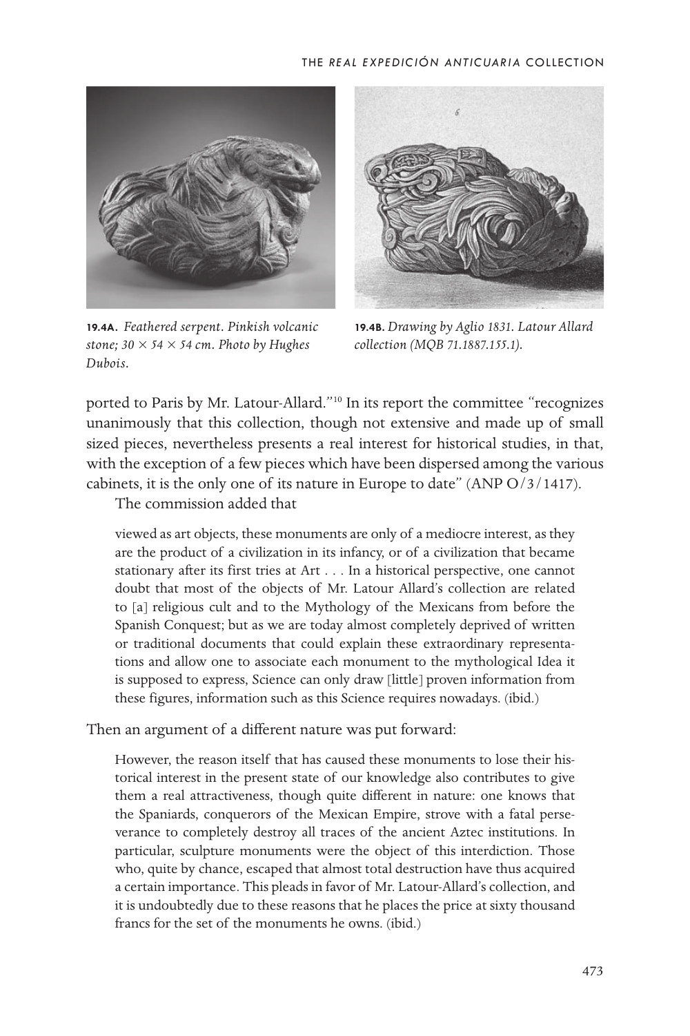**19.4A.** *Feathered serpent. Pinkish volcanic stone; 30 × 54 × 54 cm. Photo by Hughes Dubois.*

**19.4B.** *Drawing by Aglio 1831. Latour Allard collection (MQB 71.1887.155.1).*

ported to Paris by Mr. Latour-Allard."[10] In its report the committee "recognizes unanimously that this collection, though not extensive and made up of small sized pieces, nevertheless presents a real interest for historical studies, in that, with the exception of a few pieces which have been dispersed among the various cabinets, it is the only one of its nature in Europe to date" (ANP O/3/1417).

The commission added that

> viewed as art objects, these monuments are only of a mediocre interest, as they are the product of a civilization in its infancy, or of a civilization that became stationary after its first tries at Art . . . In a historical perspective, one cannot doubt that most of the objects of Mr. Latour Allard's collection are related to [a] religious cult and to the Mythology of the Mexicans from before the Spanish Conquest; but as we are today almost completely deprived of written or traditional documents that could explain these extraordinary representations and allow one to associate each monument to the mythological Idea it is supposed to express, Science can only draw [little] proven information from these figures, information such as this Science requires nowadays. (ibid.)

Then an argument of a different nature was put forward:

> However, the reason itself that has caused these monuments to lose their historical interest in the present state of our knowledge also contributes to give them a real attractiveness, though quite different in nature: one knows that the Spaniards, conquerors of the Mexican Empire, strove with a fatal perseverance to completely destroy all traces of the ancient Aztec institutions. In particular, sculpture monuments were the object of this interdiction. Those who, quite by chance, escaped that almost total destruction have thus acquired a certain importance. This pleads in favor of Mr. Latour-Allard's collection, and it is undoubtedly due to these reasons that he places the price at sixty thousand francs for the set of the monuments he owns. (ibid.)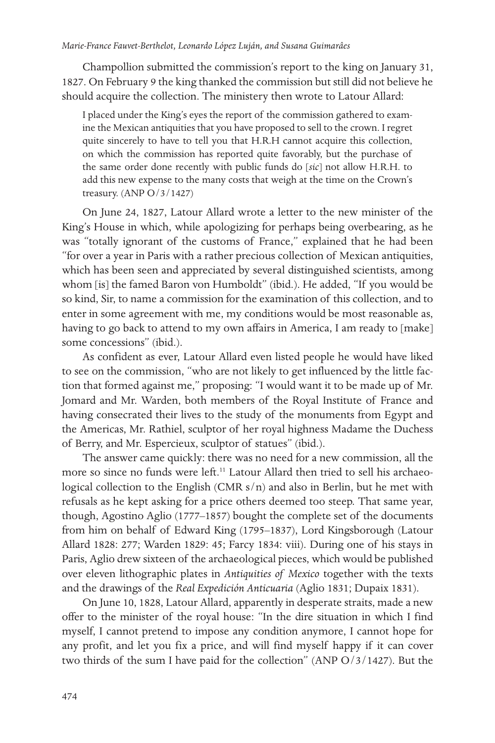Champollion submitted the commission's report to the king on January 31, 1827. On February 9 the king thanked the commission but still did not believe he should acquire the collection. The ministery then wrote to Latour Allard:

> I placed under the King's eyes the report of the commission gathered to examine the Mexican antiquities that you have proposed to sell to the crown. I regret quite sincerely to have to tell you that H.R.H cannot acquire this collection, on which the commission has reported quite favorably, but the purchase of the same order done recently with public funds do [*sic*] not allow H.R.H. to add this new expense to the many costs that weigh at the time on the Crown's treasury. (ANP O/3/1427)

On June 24, 1827, Latour Allard wrote a letter to the new minister of the King's House in which, while apologizing for perhaps being overbearing, as he was "totally ignorant of the customs of France," explained that he had been "for over a year in Paris with a rather precious collection of Mexican antiquities, which has been seen and appreciated by several distinguished scientists, among whom [is] the famed Baron von Humboldt" (ibid.). He added, "If you would be so kind, Sir, to name a commission for the examination of this collection, and to enter in some agreement with me, my conditions would be most reasonable as, having to go back to attend to my own affairs in America, I am ready to [make] some concessions" (ibid.).

As confident as ever, Latour Allard even listed people he would have liked to see on the commission, "who are not likely to get influenced by the little faction that formed against me," proposing: "I would want it to be made up of Mr. Jomard and Mr. Warden, both members of the Royal Institute of France and having consecrated their lives to the study of the monuments from Egypt and the Americas, Mr. Rathiel, sculptor of her royal highness Madame the Duchess of Berry, and Mr. Espercieux, sculptor of statues" (ibid.).

The answer came quickly: there was no need for a new commission, all the more so since no funds were left.[11] Latour Allard then tried to sell his archaeological collection to the English (CMR s/n) and also in Berlin, but he met with refusals as he kept asking for a price others deemed too steep. That same year, though, Agostino Aglio (1777–1857) bought the complete set of the documents from him on behalf of Edward King (1795–1837), Lord Kingsborough (Latour Allard 1828: 277; Warden 1829: 45; Farcy 1834: viii). During one of his stays in Paris, Aglio drew sixteen of the archaeological pieces, which would be published over eleven lithographic plates in *Antiquities of Mexico* together with the texts and the drawings of the *Real Expedición Anticuaria* (Aglio 1831; Dupaix 1831).

On June 10, 1828, Latour Allard, apparently in desperate straits, made a new offer to the minister of the royal house: "In the dire situation in which I find myself, I cannot pretend to impose any condition anymore, I cannot hope for any profit, and let you fix a price, and will find myself happy if it can cover two thirds of the sum I have paid for the collection" (ANP O/3/1427). But the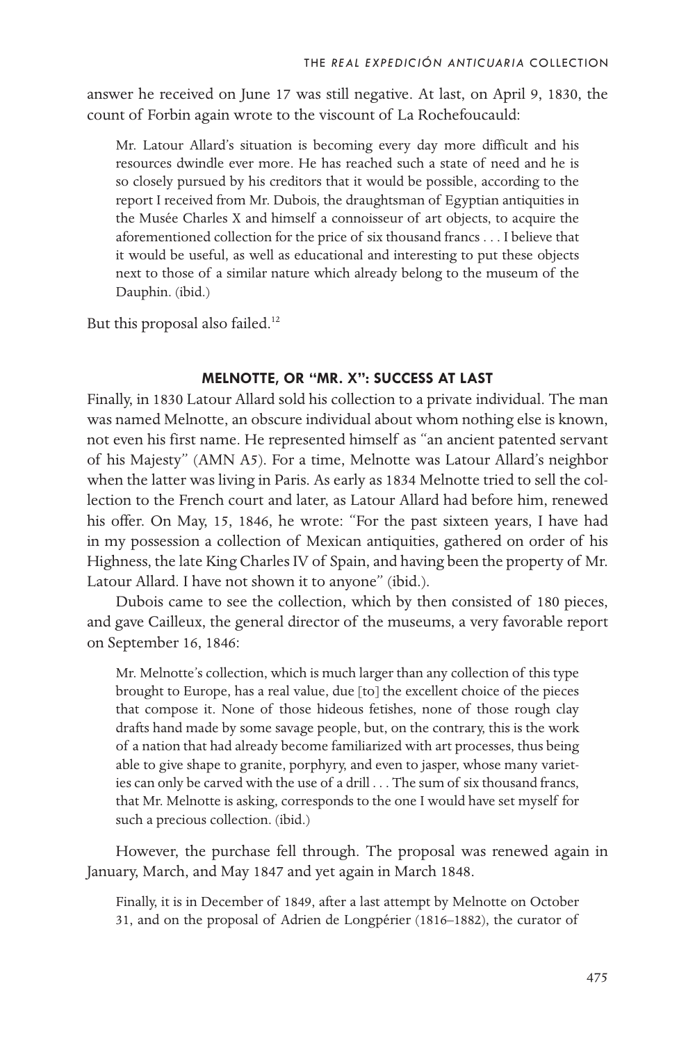answer he received on June 17 was still negative. At last, on April 9, 1830, the count of Forbin again wrote to the viscount of La Rochefoucauld:

> Mr. Latour Allard's situation is becoming every day more difficult and his resources dwindle ever more. He has reached such a state of need and he is so closely pursued by his creditors that it would be possible, according to the report I received from Mr. Dubois, the draughtsman of Egyptian antiquities in the Musée Charles X and himself a connoisseur of art objects, to acquire the aforementioned collection for the price of six thousand francs . . . I believe that it would be useful, as well as educational and interesting to put these objects next to those of a similar nature which already belong to the museum of the Dauphin. (ibid.)

But this proposal also failed.[12]

### MELNOTTE, OR "MR. X": SUCCESS AT LAST

Finally, in 1830 Latour Allard sold his collection to a private individual. The man was named Melnotte, an obscure individual about whom nothing else is known, not even his first name. He represented himself as "an ancient patented servant of his Majesty" (AMN A5). For a time, Melnotte was Latour Allard's neighbor when the latter was living in Paris. As early as 1834 Melnotte tried to sell the collection to the French court and later, as Latour Allard had before him, renewed his offer. On May, 15, 1846, he wrote: "For the past sixteen years, I have had in my possession a collection of Mexican antiquities, gathered on order of his Highness, the late King Charles IV of Spain, and having been the property of Mr. Latour Allard. I have not shown it to anyone" (ibid.).

Dubois came to see the collection, which by then consisted of 180 pieces, and gave Cailleux, the general director of the museums, a very favorable report on September 16, 1846:

> Mr. Melnotte's collection, which is much larger than any collection of this type brought to Europe, has a real value, due [to] the excellent choice of the pieces that compose it. None of those hideous fetishes, none of those rough clay drafts hand made by some savage people, but, on the contrary, this is the work of a nation that had already become familiarized with art processes, thus being able to give shape to granite, porphyry, and even to jasper, whose many varieties can only be carved with the use of a drill . . . The sum of six thousand francs, that Mr. Melnotte is asking, corresponds to the one I would have set myself for such a precious collection. (ibid.)

However, the purchase fell through. The proposal was renewed again in January, March, and May 1847 and yet again in March 1848.

> Finally, it is in December of 1849, after a last attempt by Melnotte on October 31, and on the proposal of Adrien de Longpérier (1816–1882), the curator of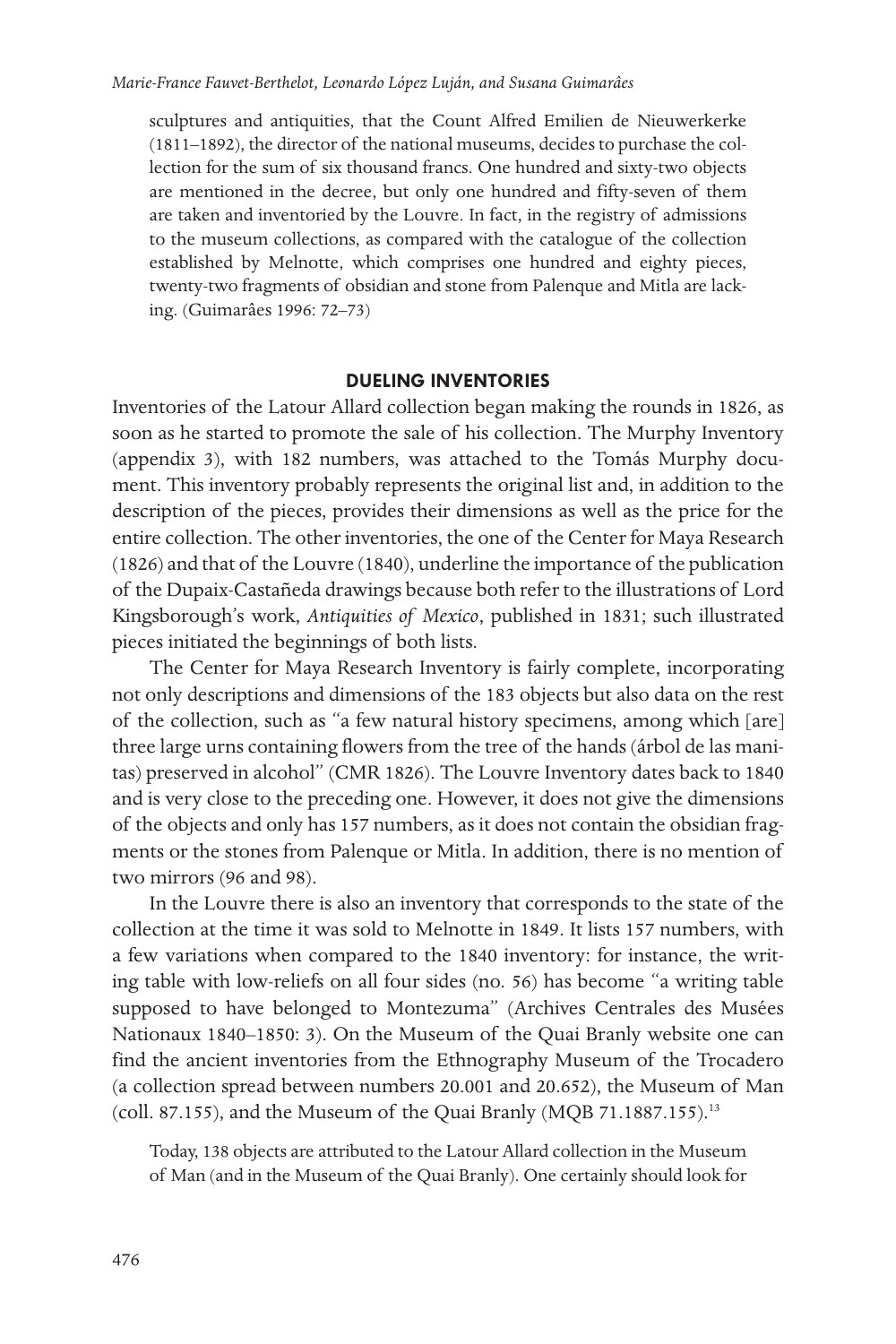> sculptures and antiquities, that the Count Alfred Emilien de Nieuwerkerke (1811–1892), the director of the national museums, decides to purchase the collection for the sum of six thousand francs. One hundred and sixty-two objects are mentioned in the decree, but only one hundred and fifty-seven of them are taken and inventoried by the Louvre. In fact, in the registry of admissions to the museum collections, as compared with the catalogue of the collection established by Melnotte, which comprises one hundred and eighty pieces, twenty-two fragments of obsidian and stone from Palenque and Mitla are lacking. (Guimarâes 1996: 72–73)

## DUELING INVENTORIES

Inventories of the Latour Allard collection began making the rounds in 1826, as soon as he started to promote the sale of his collection. The Murphy Inventory (appendix 3), with 182 numbers, was attached to the Tomás Murphy document. This inventory probably represents the original list and, in addition to the description of the pieces, provides their dimensions as well as the price for the entire collection. The other inventories, the one of the Center for Maya Research (1826) and that of the Louvre (1840), underline the importance of the publication of the Dupaix-Castañeda drawings because both refer to the illustrations of Lord Kingsborough's work, *Antiquities of Mexico*, published in 1831; such illustrated pieces initiated the beginnings of both lists.

The Center for Maya Research Inventory is fairly complete, incorporating not only descriptions and dimensions of the 183 objects but also data on the rest of the collection, such as "a few natural history specimens, among which [are] three large urns containing flowers from the tree of the hands (árbol de las manitas) preserved in alcohol" (CMR 1826). The Louvre Inventory dates back to 1840 and is very close to the preceding one. However, it does not give the dimensions of the objects and only has 157 numbers, as it does not contain the obsidian fragments or the stones from Palenque or Mitla. In addition, there is no mention of two mirrors (96 and 98).

In the Louvre there is also an inventory that corresponds to the state of the collection at the time it was sold to Melnotte in 1849. It lists 157 numbers, with a few variations when compared to the 1840 inventory: for instance, the writing table with low-reliefs on all four sides (no. 56) has become "a writing table supposed to have belonged to Montezuma" (Archives Centrales des Musées Nationaux 1840–1850: 3). On the Museum of the Quai Branly website one can find the ancient inventories from the Ethnography Museum of the Trocadero (a collection spread between numbers 20.001 and 20.652), the Museum of Man (coll. 87.155), and the Museum of the Quai Branly (MQB 71.1887.155).[13]

> Today, 138 objects are attributed to the Latour Allard collection in the Museum of Man (and in the Museum of the Quai Branly). One certainly should look for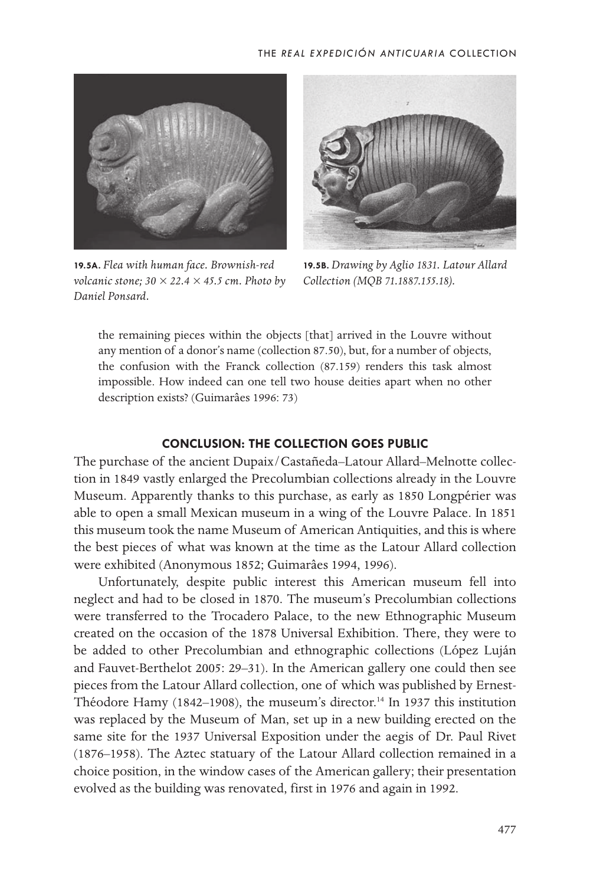**19.5A.** *Flea with human face. Brownish-red volcanic stone; 30 × 22.4 × 45.5 cm. Photo by Daniel Ponsard.*

**19.5B.** *Drawing by Aglio 1831. Latour Allard Collection (MQB 71.1887.155.18).*

> the remaining pieces within the objects [that] arrived in the Louvre without any mention of a donor's name (collection 87.50), but, for a number of objects, the confusion with the Franck collection (87.159) renders this task almost impossible. How indeed can one tell two house deities apart when no other description exists? (Guimarâes 1996: 73)

## CONCLUSION: THE COLLECTION GOES PUBLIC

The purchase of the ancient Dupaix/Castañeda–Latour Allard–Melnotte collection in 1849 vastly enlarged the Precolumbian collections already in the Louvre Museum. Apparently thanks to this purchase, as early as 1850 Longpérier was able to open a small Mexican museum in a wing of the Louvre Palace. In 1851 this museum took the name Museum of American Antiquities, and this is where the best pieces of what was known at the time as the Latour Allard collection were exhibited (Anonymous 1852; Guimarâes 1994, 1996).

Unfortunately, despite public interest this American museum fell into neglect and had to be closed in 1870. The museum's Precolumbian collections were transferred to the Trocadero Palace, to the new Ethnographic Museum created on the occasion of the 1878 Universal Exhibition. There, they were to be added to other Precolumbian and ethnographic collections (López Luján and Fauvet-Berthelot 2005: 29–31). In the American gallery one could then see pieces from the Latour Allard collection, one of which was published by Ernest-Théodore Hamy (1842–1908), the museum's director.[14] In 1937 this institution was replaced by the Museum of Man, set up in a new building erected on the same site for the 1937 Universal Exposition under the aegis of Dr. Paul Rivet (1876–1958). The Aztec statuary of the Latour Allard collection remained in a choice position, in the window cases of the American gallery; their presentation evolved as the building was renovated, first in 1976 and again in 1992.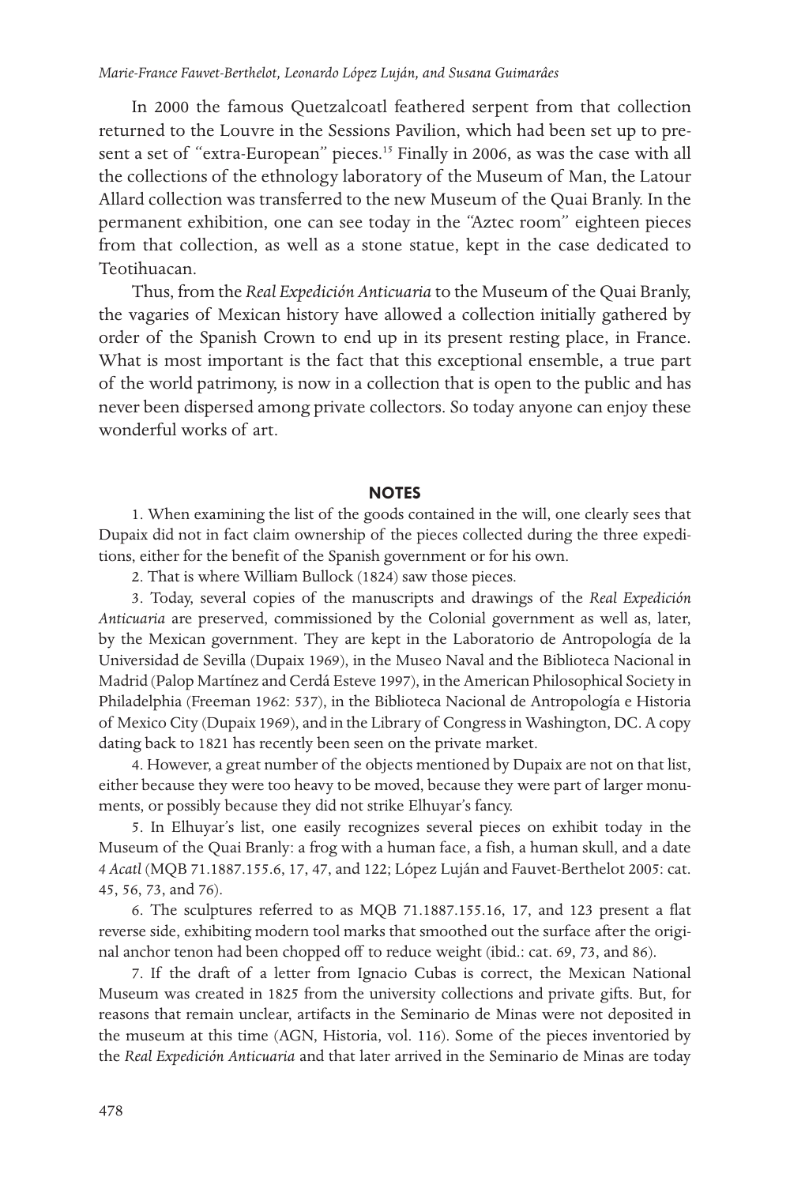In 2000 the famous Quetzalcoatl feathered serpent from that collection returned to the Louvre in the Sessions Pavilion, which had been set up to present a set of "extra-European" pieces.[15] Finally in 2006, as was the case with all the collections of the ethnology laboratory of the Museum of Man, the Latour Allard collection was transferred to the new Museum of the Quai Branly. In the permanent exhibition, one can see today in the "Aztec room" eighteen pieces from that collection, as well as a stone statue, kept in the case dedicated to Teotihuacan.

Thus, from the *Real Expedición Anticuaria* to the Museum of the Quai Branly, the vagaries of Mexican history have allowed a collection initially gathered by order of the Spanish Crown to end up in its present resting place, in France. What is most important is the fact that this exceptional ensemble, a true part of the world patrimony, is now in a collection that is open to the public and has never been dispersed among private collectors. So today anyone can enjoy these wonderful works of art.

## NOTES

1. When examining the list of the goods contained in the will, one clearly sees that Dupaix did not in fact claim ownership of the pieces collected during the three expeditions, either for the benefit of the Spanish government or for his own.

2. That is where William Bullock (1824) saw those pieces.

3. Today, several copies of the manuscripts and drawings of the *Real Expedición Anticuaria* are preserved, commissioned by the Colonial government as well as, later, by the Mexican government. They are kept in the Laboratorio de Antropología de la Universidad de Sevilla (Dupaix 1969), in the Museo Naval and the Biblioteca Nacional in Madrid (Palop Martínez and Cerdá Esteve 1997), in the American Philosophical Society in Philadelphia (Freeman 1962: 537), in the Biblioteca Nacional de Antropología e Historia of Mexico City (Dupaix 1969), and in the Library of Congress in Washington, DC. A copy dating back to 1821 has recently been seen on the private market.

4. However, a great number of the objects mentioned by Dupaix are not on that list, either because they were too heavy to be moved, because they were part of larger monuments, or possibly because they did not strike Elhuyar's fancy.

5. In Elhuyar's list, one easily recognizes several pieces on exhibit today in the Museum of the Quai Branly: a frog with a human face, a fish, a human skull, and a date *4 Acatl* (MQB 71.1887.155.6, 17, 47, and 122; López Luján and Fauvet-Berthelot 2005: cat. 45, 56, 73, and 76).

6. The sculptures referred to as MQB 71.1887.155.16, 17, and 123 present a flat reverse side, exhibiting modern tool marks that smoothed out the surface after the original anchor tenon had been chopped off to reduce weight (ibid.: cat. 69, 73, and 86).

7. If the draft of a letter from Ignacio Cubas is correct, the Mexican National Museum was created in 1825 from the university collections and private gifts. But, for reasons that remain unclear, artifacts in the Seminario de Minas were not deposited in the museum at this time (AGN, Historia, vol. 116). Some of the pieces inventoried by the *Real Expedición Anticuaria* and that later arrived in the Seminario de Minas are today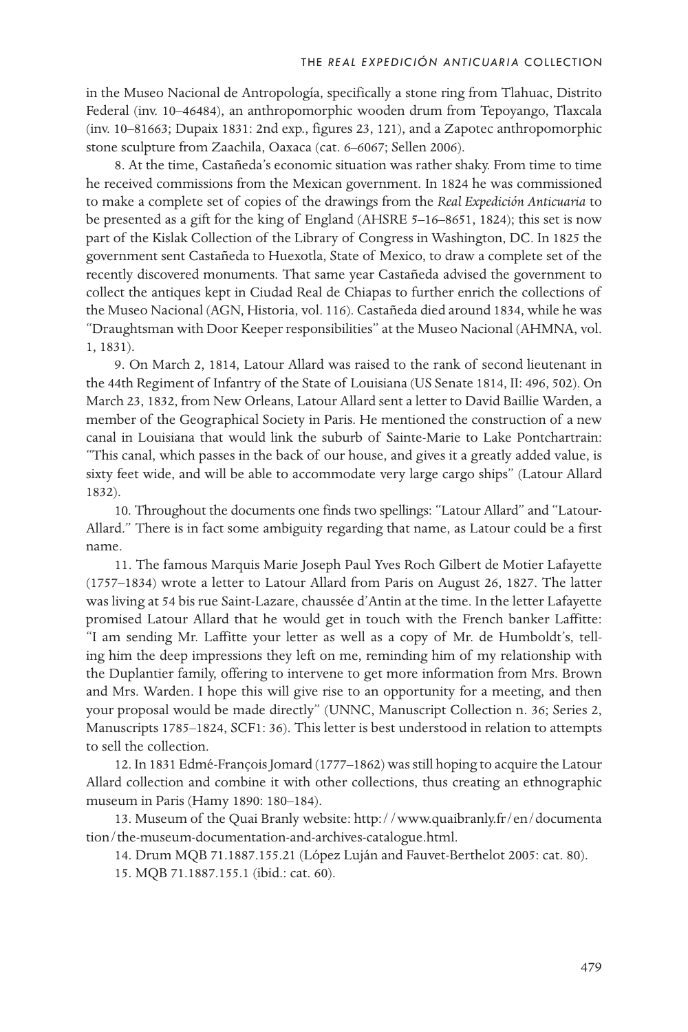in the Museo Nacional de Antropología, specifically a stone ring from Tlahuac, Distrito Federal (inv. 10–46484), an anthropomorphic wooden drum from Tepoyango, Tlaxcala (inv. 10–81663; Dupaix 1831: 2nd exp., figures 23, 121), and a Zapotec anthropomorphic stone sculpture from Zaachila, Oaxaca (cat. 6–6067; Sellen 2006).

8. At the time, Castañeda's economic situation was rather shaky. From time to time he received commissions from the Mexican government. In 1824 he was commissioned to make a complete set of copies of the drawings from the *Real Expedición Anticuaria* to be presented as a gift for the king of England (AHSRE 5–16–8651, 1824); this set is now part of the Kislak Collection of the Library of Congress in Washington, DC. In 1825 the government sent Castañeda to Huexotla, State of Mexico, to draw a complete set of the recently discovered monuments. That same year Castañeda advised the government to collect the antiques kept in Ciudad Real de Chiapas to further enrich the collections of the Museo Nacional (AGN, Historia, vol. 116). Castañeda died around 1834, while he was "Draughtsman with Door Keeper responsibilities" at the Museo Nacional (AHMNA, vol. 1, 1831).

9. On March 2, 1814, Latour Allard was raised to the rank of second lieutenant in the 44th Regiment of Infantry of the State of Louisiana (US Senate 1814, II: 496, 502). On March 23, 1832, from New Orleans, Latour Allard sent a letter to David Baillie Warden, a member of the Geographical Society in Paris. He mentioned the construction of a new canal in Louisiana that would link the suburb of Sainte-Marie to Lake Pontchartrain: "This canal, which passes in the back of our house, and gives it a greatly added value, is sixty feet wide, and will be able to accommodate very large cargo ships" (Latour Allard 1832).

10. Throughout the documents one finds two spellings: "Latour Allard" and "Latour-Allard." There is in fact some ambiguity regarding that name, as Latour could be a first name.

11. The famous Marquis Marie Joseph Paul Yves Roch Gilbert de Motier Lafayette (1757–1834) wrote a letter to Latour Allard from Paris on August 26, 1827. The latter was living at 54 bis rue Saint-Lazare, chaussée d'Antin at the time. In the letter Lafayette promised Latour Allard that he would get in touch with the French banker Laffitte: "I am sending Mr. Laffitte your letter as well as a copy of Mr. de Humboldt's, telling him the deep impressions they left on me, reminding him of my relationship with the Duplantier family, offering to intervene to get more information from Mrs. Brown and Mrs. Warden. I hope this will give rise to an opportunity for a meeting, and then your proposal would be made directly" (UNNC, Manuscript Collection n. 36; Series 2, Manuscripts 1785–1824, SCF1: 36). This letter is best understood in relation to attempts to sell the collection.

12. In 1831 Edmé-François Jomard (1777–1862) was still hoping to acquire the Latour Allard collection and combine it with other collections, thus creating an ethnographic museum in Paris (Hamy 1890: 180–184).

13. Museum of the Quai Branly website: http://www.quaibranly.fr/en/documentation/the-museum-documentation-and-archives-catalogue.html.

14. Drum MQB 71.1887.155.21 (López Luján and Fauvet-Berthelot 2005: cat. 80).

15. MQB 71.1887.155.1 (ibid.: cat. 60).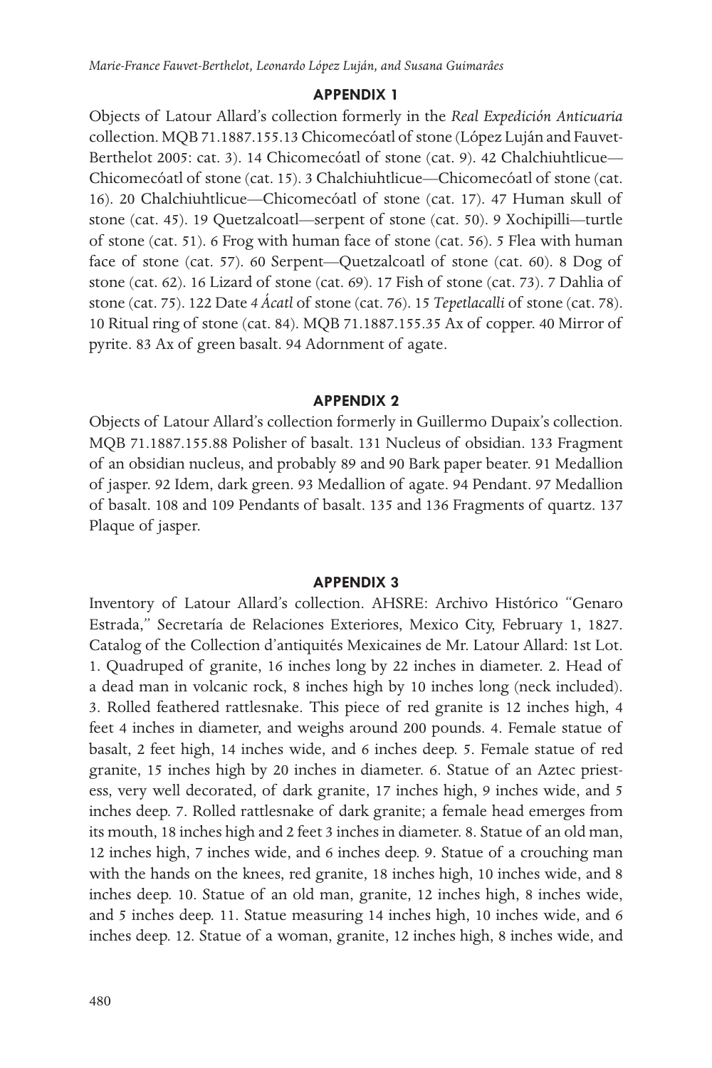## APPENDIX 1

Objects of Latour Allard's collection formerly in the *Real Expedición Anticuaria* collection. MQB 71.1887.155.13 Chicomecóatl of stone (López Luján and Fauvet-Berthelot 2005: cat. 3). 14 Chicomecóatl of stone (cat. 9). 42 Chalchiuhtlicue—Chicomecóatl of stone (cat. 15). 3 Chalchiuhtlicue—Chicomecóatl of stone (cat. 16). 20 Chalchiuhtlicue—Chicomecóatl of stone (cat. 17). 47 Human skull of stone (cat. 45). 19 Quetzalcoatl—serpent of stone (cat. 50). 9 Xochipilli—turtle of stone (cat. 51). 6 Frog with human face of stone (cat. 56). 5 Flea with human face of stone (cat. 57). 60 Serpent—Quetzalcoatl of stone (cat. 60). 8 Dog of stone (cat. 62). 16 Lizard of stone (cat. 69). 17 Fish of stone (cat. 73). 7 Dahlia of stone (cat. 75). 122 Date *4 Ácatl* of stone (cat. 76). 15 *Tepetlacalli* of stone (cat. 78). 10 Ritual ring of stone (cat. 84). MQB 71.1887.155.35 Ax of copper. 40 Mirror of pyrite. 83 Ax of green basalt. 94 Adornment of agate.

## APPENDIX 2

Objects of Latour Allard's collection formerly in Guillermo Dupaix's collection. MQB 71.1887.155.88 Polisher of basalt. 131 Nucleus of obsidian. 133 Fragment of an obsidian nucleus, and probably 89 and 90 Bark paper beater. 91 Medallion of jasper. 92 Idem, dark green. 93 Medallion of agate. 94 Pendant. 97 Medallion of basalt. 108 and 109 Pendants of basalt. 135 and 136 Fragments of quartz. 137 Plaque of jasper.

## APPENDIX 3

Inventory of Latour Allard's collection. AHSRE: Archivo Histórico "Genaro Estrada," Secretaría de Relaciones Exteriores, Mexico City, February 1, 1827. Catalog of the Collection d'antiquités Mexicaines de Mr. Latour Allard: 1st Lot. 1. Quadruped of granite, 16 inches long by 22 inches in diameter. 2. Head of a dead man in volcanic rock, 8 inches high by 10 inches long (neck included). 3. Rolled feathered rattlesnake. This piece of red granite is 12 inches high, 4 feet 4 inches in diameter, and weighs around 200 pounds. 4. Female statue of basalt, 2 feet high, 14 inches wide, and 6 inches deep. 5. Female statue of red granite, 15 inches high by 20 inches in diameter. 6. Statue of an Aztec priestess, very well decorated, of dark granite, 17 inches high, 9 inches wide, and 5 inches deep. 7. Rolled rattlesnake of dark granite; a female head emerges from its mouth, 18 inches high and 2 feet 3 inches in diameter. 8. Statue of an old man, 12 inches high, 7 inches wide, and 6 inches deep. 9. Statue of a crouching man with the hands on the knees, red granite, 18 inches high, 10 inches wide, and 8 inches deep. 10. Statue of an old man, granite, 12 inches high, 8 inches wide, and 5 inches deep. 11. Statue measuring 14 inches high, 10 inches wide, and 6 inches deep. 12. Statue of a woman, granite, 12 inches high, 8 inches wide, and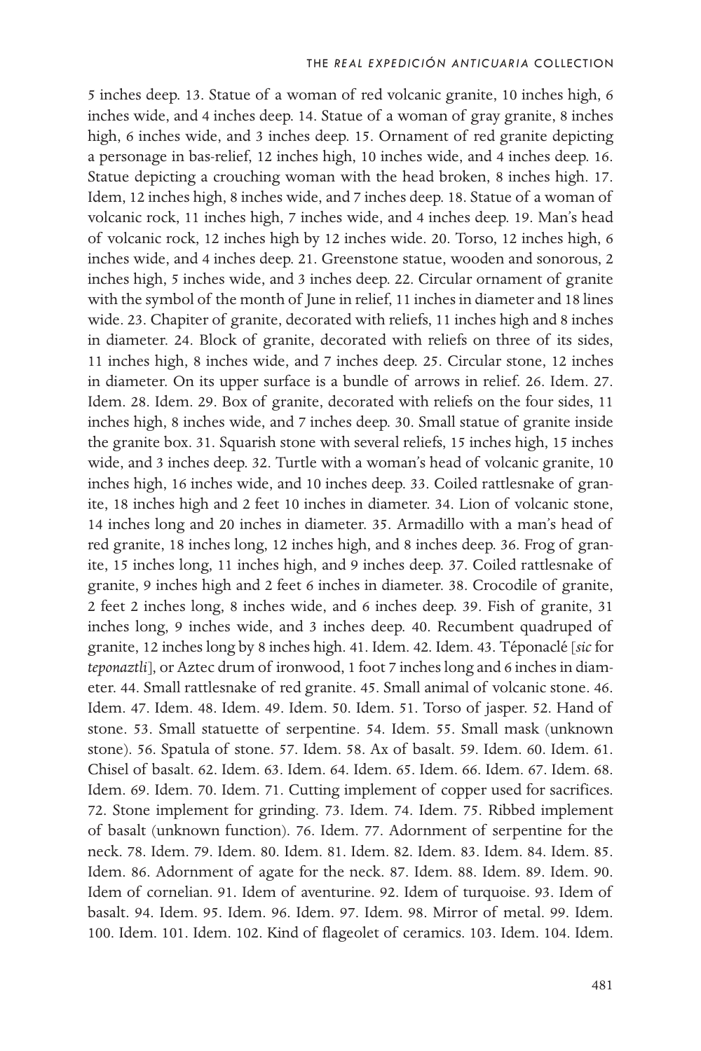5 inches deep. 13. Statue of a woman of red volcanic granite, 10 inches high, 6 inches wide, and 4 inches deep. 14. Statue of a woman of gray granite, 8 inches high, 6 inches wide, and 3 inches deep. 15. Ornament of red granite depicting a personage in bas-relief, 12 inches high, 10 inches wide, and 4 inches deep. 16. Statue depicting a crouching woman with the head broken, 8 inches high. 17. Idem, 12 inches high, 8 inches wide, and 7 inches deep. 18. Statue of a woman of volcanic rock, 11 inches high, 7 inches wide, and 4 inches deep. 19. Man's head of volcanic rock, 12 inches high by 12 inches wide. 20. Torso, 12 inches high, 6 inches wide, and 4 inches deep. 21. Greenstone statue, wooden and sonorous, 2 inches high, 5 inches wide, and 3 inches deep. 22. Circular ornament of granite with the symbol of the month of June in relief, 11 inches in diameter and 18 lines wide. 23. Chapiter of granite, decorated with reliefs, 11 inches high and 8 inches in diameter. 24. Block of granite, decorated with reliefs on three of its sides, 11 inches high, 8 inches wide, and 7 inches deep. 25. Circular stone, 12 inches in diameter. On its upper surface is a bundle of arrows in relief. 26. Idem. 27. Idem. 28. Idem. 29. Box of granite, decorated with reliefs on the four sides, 11 inches high, 8 inches wide, and 7 inches deep. 30. Small statue of granite inside the granite box. 31. Squarish stone with several reliefs, 15 inches high, 15 inches wide, and 3 inches deep. 32. Turtle with a woman's head of volcanic granite, 10 inches high, 16 inches wide, and 10 inches deep. 33. Coiled rattlesnake of granite, 18 inches high and 2 feet 10 inches in diameter. 34. Lion of volcanic stone, 14 inches long and 20 inches in diameter. 35. Armadillo with a man's head of red granite, 18 inches long, 12 inches high, and 8 inches deep. 36. Frog of granite, 15 inches long, 11 inches high, and 9 inches deep. 37. Coiled rattlesnake of granite, 9 inches high and 2 feet 6 inches in diameter. 38. Crocodile of granite, 2 feet 2 inches long, 8 inches wide, and 6 inches deep. 39. Fish of granite, 31 inches long, 9 inches wide, and 3 inches deep. 40. Recumbent quadruped of granite, 12 inches long by 8 inches high. 41. Idem. 42. Idem. 43. Téponaclé [*sic* for *teponaztli*], or Aztec drum of ironwood, 1 foot 7 inches long and 6 inches in diameter. 44. Small rattlesnake of red granite. 45. Small animal of volcanic stone. 46. Idem. 47. Idem. 48. Idem. 49. Idem. 50. Idem. 51. Torso of jasper. 52. Hand of stone. 53. Small statuette of serpentine. 54. Idem. 55. Small mask (unknown stone). 56. Spatula of stone. 57. Idem. 58. Ax of basalt. 59. Idem. 60. Idem. 61. Chisel of basalt. 62. Idem. 63. Idem. 64. Idem. 65. Idem. 66. Idem. 67. Idem. 68. Idem. 69. Idem. 70. Idem. 71. Cutting implement of copper used for sacrifices. 72. Stone implement for grinding. 73. Idem. 74. Idem. 75. Ribbed implement of basalt (unknown function). 76. Idem. 77. Adornment of serpentine for the neck. 78. Idem. 79. Idem. 80. Idem. 81. Idem. 82. Idem. 83. Idem. 84. Idem. 85. Idem. 86. Adornment of agate for the neck. 87. Idem. 88. Idem. 89. Idem. 90. Idem of cornelian. 91. Idem of aventurine. 92. Idem of turquoise. 93. Idem of basalt. 94. Idem. 95. Idem. 96. Idem. 97. Idem. 98. Mirror of metal. 99. Idem. 100. Idem. 101. Idem. 102. Kind of flageolet of ceramics. 103. Idem. 104. Idem.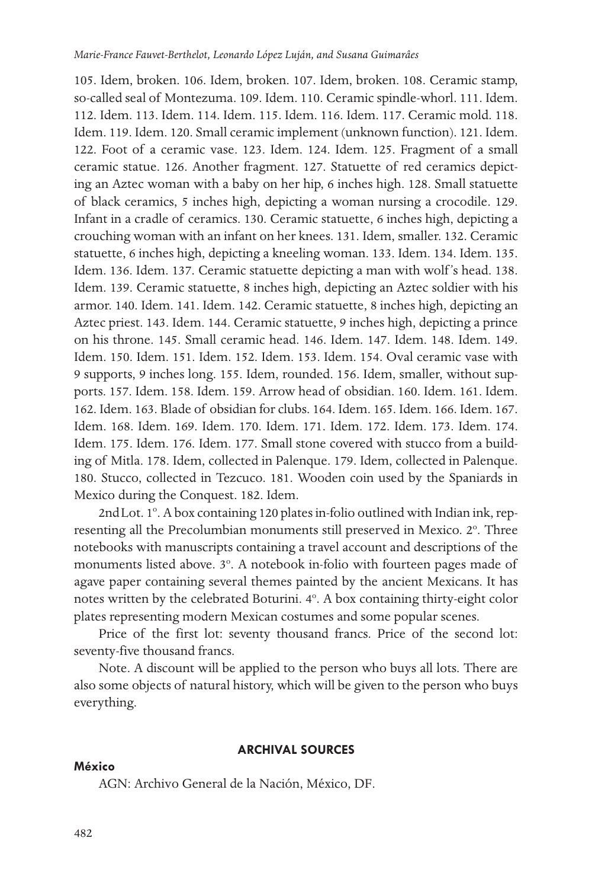105. Idem, broken. 106. Idem, broken. 107. Idem, broken. 108. Ceramic stamp, so-called seal of Montezuma. 109. Idem. 110. Ceramic spindle-whorl. 111. Idem. 112. Idem. 113. Idem. 114. Idem. 115. Idem. 116. Idem. 117. Ceramic mold. 118. Idem. 119. Idem. 120. Small ceramic implement (unknown function). 121. Idem. 122. Foot of a ceramic vase. 123. Idem. 124. Idem. 125. Fragment of a small ceramic statue. 126. Another fragment. 127. Statuette of red ceramics depicting an Aztec woman with a baby on her hip, 6 inches high. 128. Small statuette of black ceramics, 5 inches high, depicting a woman nursing a crocodile. 129. Infant in a cradle of ceramics. 130. Ceramic statuette, 6 inches high, depicting a crouching woman with an infant on her knees. 131. Idem, smaller. 132. Ceramic statuette, 6 inches high, depicting a kneeling woman. 133. Idem. 134. Idem. 135. Idem. 136. Idem. 137. Ceramic statuette depicting a man with wolf's head. 138. Idem. 139. Ceramic statuette, 8 inches high, depicting an Aztec soldier with his armor. 140. Idem. 141. Idem. 142. Ceramic statuette, 8 inches high, depicting an Aztec priest. 143. Idem. 144. Ceramic statuette, 9 inches high, depicting a prince on his throne. 145. Small ceramic head. 146. Idem. 147. Idem. 148. Idem. 149. Idem. 150. Idem. 151. Idem. 152. Idem. 153. Idem. 154. Oval ceramic vase with 9 supports, 9 inches long. 155. Idem, rounded. 156. Idem, smaller, without supports. 157. Idem. 158. Idem. 159. Arrow head of obsidian. 160. Idem. 161. Idem. 162. Idem. 163. Blade of obsidian for clubs. 164. Idem. 165. Idem. 166. Idem. 167. Idem. 168. Idem. 169. Idem. 170. Idem. 171. Idem. 172. Idem. 173. Idem. 174. Idem. 175. Idem. 176. Idem. 177. Small stone covered with stucco from a building of Mitla. 178. Idem, collected in Palenque. 179. Idem, collected in Palenque. 180. Stucco, collected in Tezcuco. 181. Wooden coin used by the Spaniards in Mexico during the Conquest. 182. Idem.

2nd Lot. 1°. A box containing 120 plates in-folio outlined with Indian ink, representing all the Precolumbian monuments still preserved in Mexico. 2°. Three notebooks with manuscripts containing a travel account and descriptions of the monuments listed above. 3°. A notebook in-folio with fourteen pages made of agave paper containing several themes painted by the ancient Mexicans. It has notes written by the celebrated Boturini. 4°. A box containing thirty-eight color plates representing modern Mexican costumes and some popular scenes.

Price of the first lot: seventy thousand francs. Price of the second lot: seventy-five thousand francs.

Note. A discount will be applied to the person who buys all lots. There are also some objects of natural history, which will be given to the person who buys everything.

## ARCHIVAL SOURCES

### México

AGN: Archivo General de la Nación, México, DF.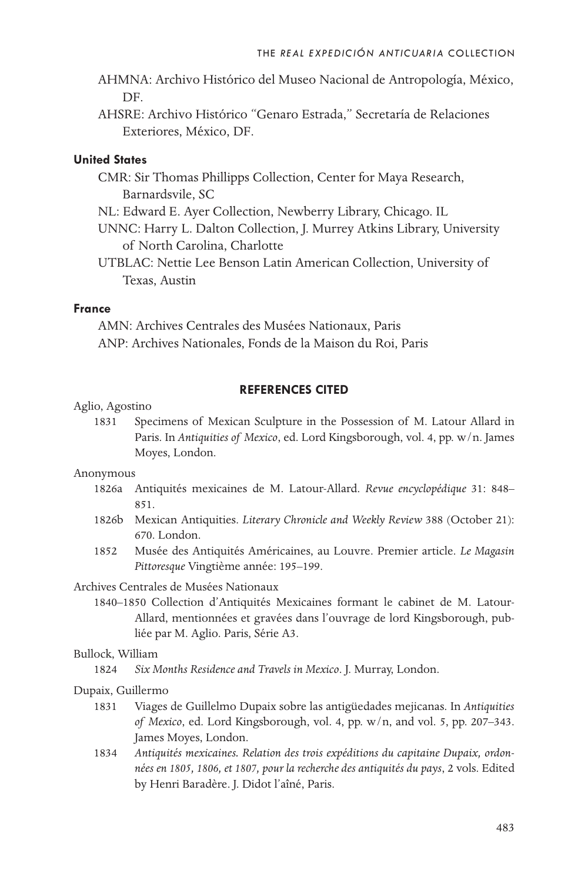AHMNA: Archivo Histórico del Museo Nacional de Antropología, México, DF.

AHSRE: Archivo Histórico "Genaro Estrada," Secretaría de Relaciones Exteriores, México, DF.

**United States**

CMR: Sir Thomas Phillipps Collection, Center for Maya Research, Barnardsvile, SC

NL: Edward E. Ayer Collection, Newberry Library, Chicago. IL

UNNC: Harry L. Dalton Collection, J. Murrey Atkins Library, University of North Carolina, Charlotte

UTBLAC: Nettie Lee Benson Latin American Collection, University of Texas, Austin

**France**

AMN: Archives Centrales des Musées Nationaux, Paris

ANP: Archives Nationales, Fonds de la Maison du Roi, Paris

## REFERENCES CITED

Aglio, Agostino

1831 Specimens of Mexican Sculpture in the Possession of M. Latour Allard in Paris. In *Antiquities of Mexico*, ed. Lord Kingsborough, vol. 4, pp. w/n. James Moyes, London.

Anonymous

1826a Antiquités mexicaines de M. Latour-Allard. *Revue encyclopédique* 31: 848–851.

1826b Mexican Antiquities. *Literary Chronicle and Weekly Review* 388 (October 21): 670. London.

1852 Musée des Antiquités Américaines, au Louvre. Premier article. *Le Magasin Pittoresque* Vingtième année: 195–199.

Archives Centrales de Musées Nationaux

1840–1850 Collection d'Antiquités Mexicaines formant le cabinet de M. Latour-Allard, mentionnées et gravées dans l'ouvrage de lord Kingsborough, publiée par M. Aglio. Paris, Série A3.

Bullock, William

1824 *Six Months Residence and Travels in Mexico*. J. Murray, London.

Dupaix, Guillermo

1831 Viages de Guillelmo Dupaix sobre las antigüedades mejicanas. In *Antiquities of Mexico*, ed. Lord Kingsborough, vol. 4, pp. w/n, and vol. 5, pp. 207–343. James Moyes, London.

1834 *Antiquités mexicaines. Relation des trois expéditions du capitaine Dupaix, ordonnées en 1805, 1806, et 1807, pour la recherche des antiquités du pays*, 2 vols. Edited by Henri Baradère. J. Didot l'aîné, Paris.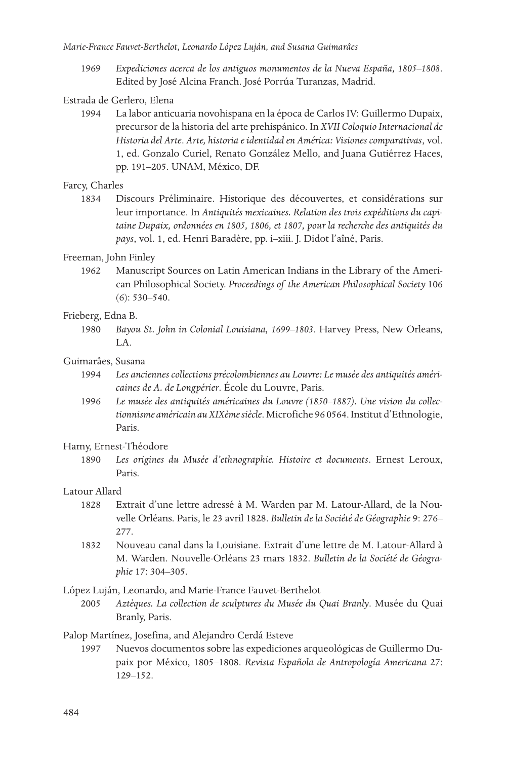1969 *Expediciones acerca de los antiguos monumentos de la Nueva España, 1805–1808*. Edited by José Alcina Franch. José Porrúa Turanzas, Madrid.

Estrada de Gerlero, Elena

1994 La labor anticuaria novohispana en la época de Carlos IV: Guillermo Dupaix, precursor de la historia del arte prehispánico. In *XVII Coloquio Internacional de Historia del Arte. Arte, historia e identidad en América: Visiones comparativas*, vol. 1, ed. Gonzalo Curiel, Renato González Mello, and Juana Gutiérrez Haces, pp. 191–205. UNAM, México, DF.

Farcy, Charles

1834 Discours Préliminaire. Historique des découvertes, et considérations sur leur importance. In *Antiquités mexicaines. Relation des trois expéditions du capitaine Dupaix, ordonnées en 1805, 1806, et 1807, pour la recherche des antiquités du pays*, vol. 1, ed. Henri Baradère, pp. i–xiii. J. Didot l'aîné, Paris.

Freeman, John Finley

1962 Manuscript Sources on Latin American Indians in the Library of the American Philosophical Society. *Proceedings of the American Philosophical Society* 106 (6): 530–540.

Frieberg, Edna B.

1980 *Bayou St. John in Colonial Louisiana, 1699–1803*. Harvey Press, New Orleans, LA.

Guimarâes, Susana

1994 *Les anciennes collections précolombiennes au Louvre: Le musée des antiquités américaines de A. de Longpérier*. École du Louvre, Paris.

1996 *Le musée des antiquités américaines du Louvre (1850–1887). Une vision du collectionnisme américain au XIXème siècle*. Microfiche 96 0564. Institut d'Ethnologie, Paris.

Hamy, Ernest-Théodore

1890 *Les origines du Musée d'ethnographie. Histoire et documents*. Ernest Leroux, Paris.

Latour Allard

1828 Extrait d'une lettre adressé à M. Warden par M. Latour-Allard, de la Nouvelle Orléans. Paris, le 23 avril 1828. *Bulletin de la Société de Géographie* 9: 276–277.

1832 Nouveau canal dans la Louisiane. Extrait d'une lettre de M. Latour-Allard à M. Warden. Nouvelle-Orléans 23 mars 1832. *Bulletin de la Société de Géographie* 17: 304–305.

López Luján, Leonardo, and Marie-France Fauvet-Berthelot

2005 *Aztèques. La collection de sculptures du Musée du Quai Branly*. Musée du Quai Branly, Paris.

Palop Martínez, Josefina, and Alejandro Cerdá Esteve

1997 Nuevos documentos sobre las expediciones arqueológicas de Guillermo Dupaix por México, 1805–1808. *Revista Española de Antropología Americana* 27: 129–152.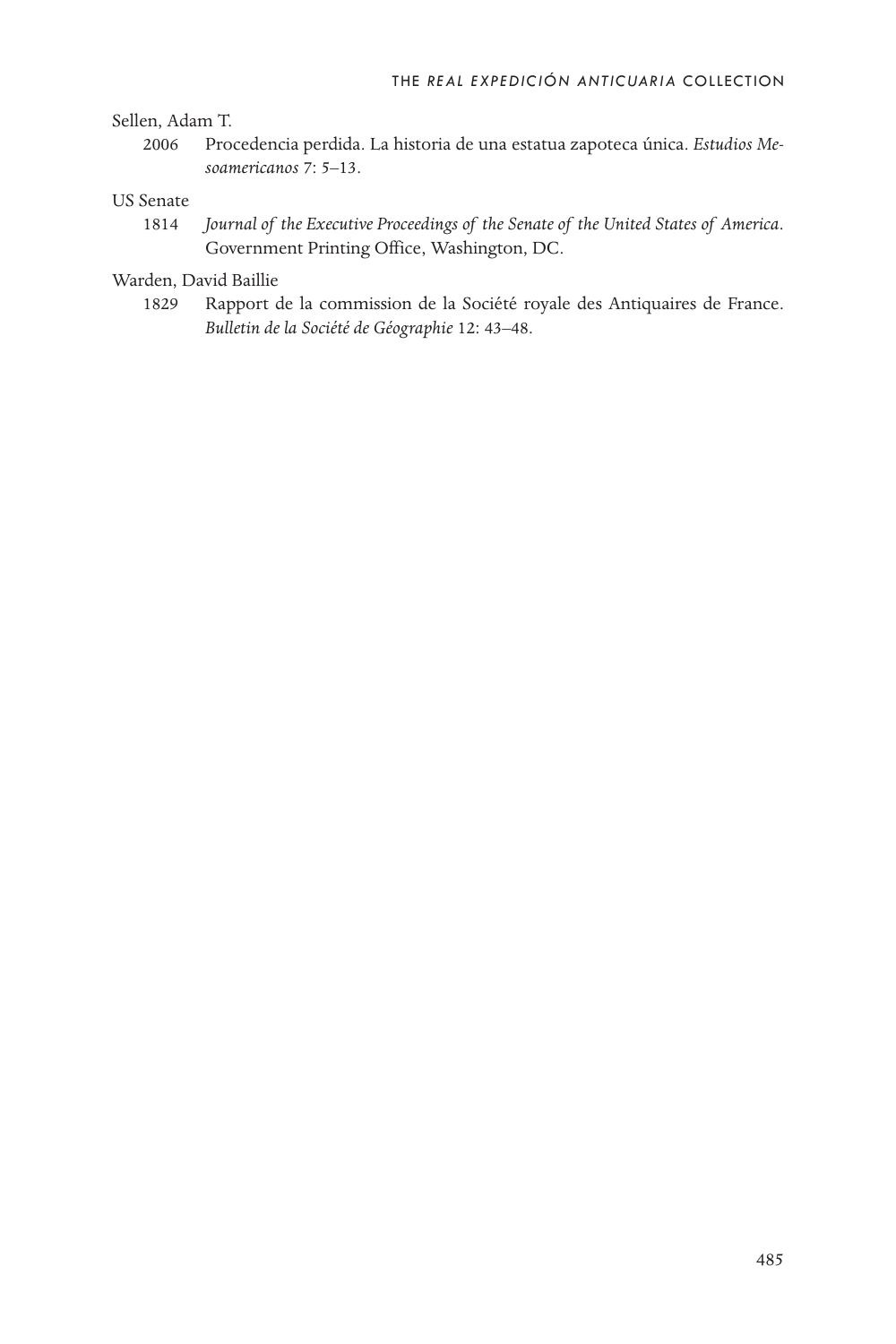Sellen, Adam T.

2006 Procedencia perdida. La historia de una estatua zapoteca única. *Estudios Mesoamericanos* 7: 5–13.

US Senate

1814 *Journal of the Executive Proceedings of the Senate of the United States of America*. Government Printing Office, Washington, DC.

Warden, David Baillie

1829 Rapport de la commission de la Société royale des Antiquaires de France. *Bulletin de la Société de Géographie* 12: 43–48.